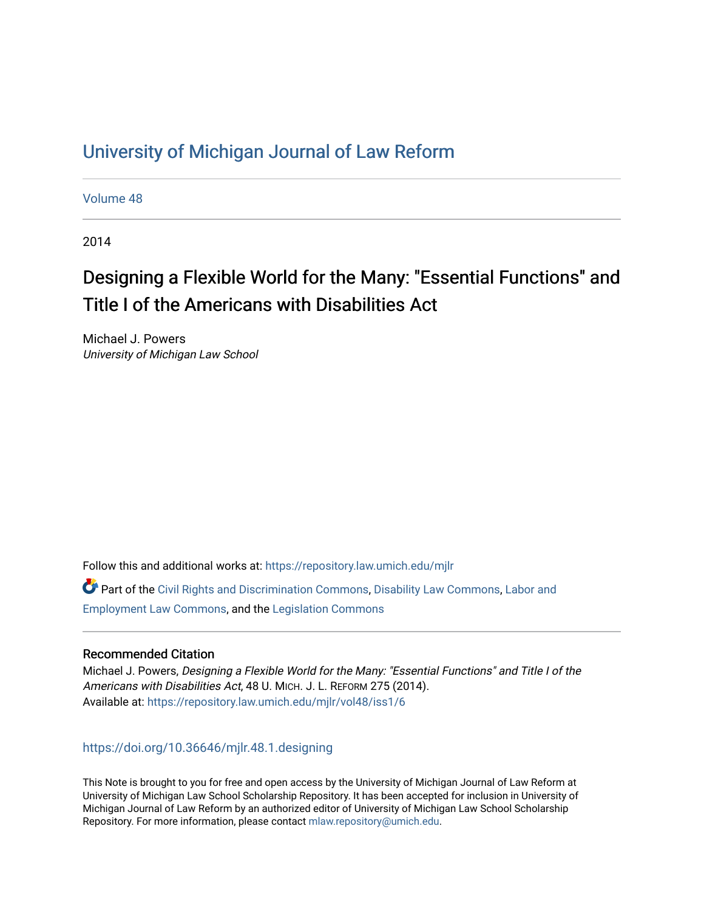# University of Michigan Journal of Law Reform

Volume 48

2014

## Designing a Flexible World for the Many: "Essential Functions" and Title I of the Americans with Disabilities Act

Michael J. Powers
*University of Michigan Law School*

Follow this and additional works at: https://repository.law.umich.edu/mjlr

Part of the Civil Rights and Discrimination Commons, Disability Law Commons, Labor and Employment Law Commons, and the Legislation Commons

### Recommended Citation

Michael J. Powers, *Designing a Flexible World for the Many: "Essential Functions" and Title I of the Americans with Disabilities Act*, 48 U. MICH. J. L. REFORM 275 (2014).
Available at: https://repository.law.umich.edu/mjlr/vol48/iss1/6

https://doi.org/10.36646/mjlr.48.1.designing

This Note is brought to you for free and open access by the University of Michigan Journal of Law Reform at University of Michigan Law School Scholarship Repository. It has been accepted for inclusion in University of Michigan Journal of Law Reform by an authorized editor of University of Michigan Law School Scholarship Repository. For more information, please contact mlaw.repository@umich.edu.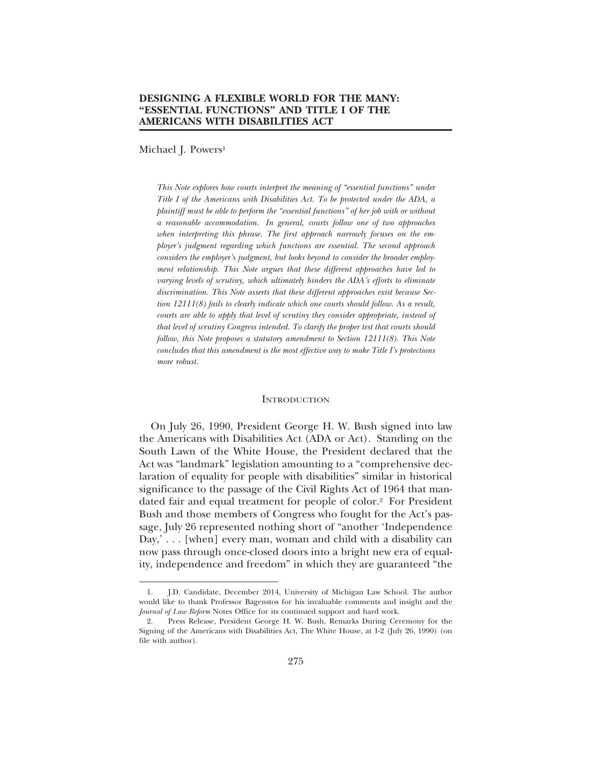# DESIGNING A FLEXIBLE WORLD FOR THE MANY: "ESSENTIAL FUNCTIONS" AND TITLE I OF THE AMERICANS WITH DISABILITIES ACT

Michael J. Powers[1]

*This Note explores how courts interpret the meaning of "essential functions" under Title I of the Americans with Disabilities Act. To be protected under the ADA, a plaintiff must be able to perform the "essential functions" of her job with or without a reasonable accommodation. In general, courts follow one of two approaches when interpreting this phrase. The first approach narrowly focuses on the employer's judgment regarding which functions are essential. The second approach considers the employer's judgment, but looks beyond to consider the broader employment relationship. This Note argues that these different approaches have led to varying levels of scrutiny, which ultimately hinders the ADA's efforts to eliminate discrimination. This Note asserts that these different approaches exist because Section 12111(8) fails to clearly indicate which one courts should follow. As a result, courts are able to apply that level of scrutiny they consider appropriate, instead of that level of scrutiny Congress intended. To clarify the proper test that courts should follow, this Note proposes a statutory amendment to Section 12111(8). This Note concludes that this amendment is the most effective way to make Title I's protections more robust.*

## INTRODUCTION

On July 26, 1990, President George H. W. Bush signed into law the Americans with Disabilities Act (ADA or Act). Standing on the South Lawn of the White House, the President declared that the Act was "landmark" legislation amounting to a "comprehensive declaration of equality for people with disabilities" similar in historical significance to the passage of the Civil Rights Act of 1964 that mandated fair and equal treatment for people of color.[2] For President Bush and those members of Congress who fought for the Act's passage, July 26 represented nothing short of "another 'Independence Day,' . . . [when] every man, woman and child with a disability can now pass through once-closed doors into a bright new era of equality, independence and freedom" in which they are guaranteed "the

---

1. J.D. Candidate, December 2014, University of Michigan Law School. The author would like to thank Professor Bagenstos for his invaluable comments and insight and the *Journal of Law Reform* Notes Office for its continued support and hard work.

2. Press Release, President George H. W. Bush, Remarks During Ceremony for the Signing of the Americans with Disabilities Act, The White House, at 1-2 (July 26, 1990) (on file with author).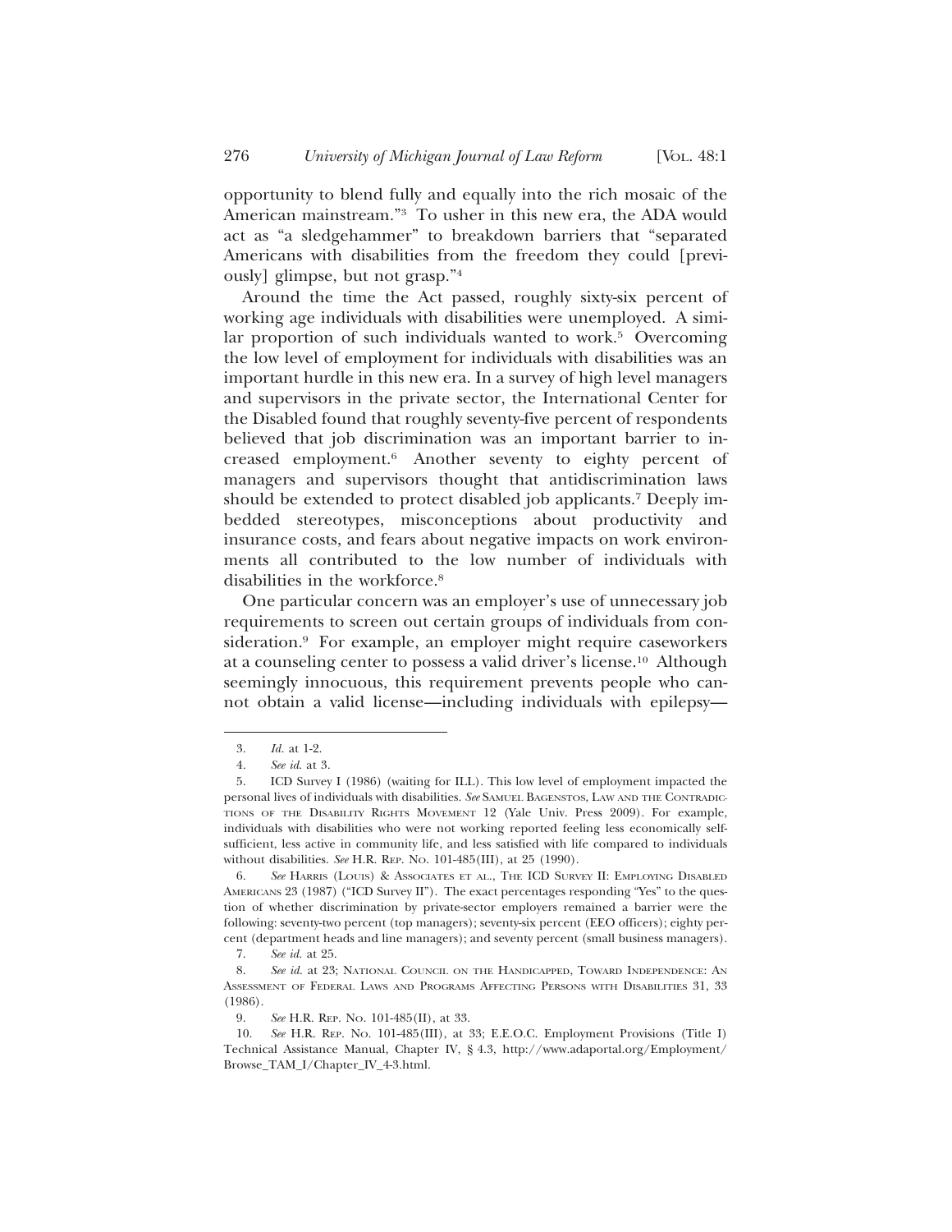opportunity to blend fully and equally into the rich mosaic of the American mainstream."[3] To usher in this new era, the ADA would act as "a sledgehammer" to breakdown barriers that "separated Americans with disabilities from the freedom they could [previously] glimpse, but not grasp."[4]

Around the time the Act passed, roughly sixty-six percent of working age individuals with disabilities were unemployed. A similar proportion of such individuals wanted to work.[5] Overcoming the low level of employment for individuals with disabilities was an important hurdle in this new era. In a survey of high level managers and supervisors in the private sector, the International Center for the Disabled found that roughly seventy-five percent of respondents believed that job discrimination was an important barrier to increased employment.[6] Another seventy to eighty percent of managers and supervisors thought that antidiscrimination laws should be extended to protect disabled job applicants.[7] Deeply imbedded stereotypes, misconceptions about productivity and insurance costs, and fears about negative impacts on work environments all contributed to the low number of individuals with disabilities in the workforce.[8]

One particular concern was an employer's use of unnecessary job requirements to screen out certain groups of individuals from consideration.[9] For example, an employer might require caseworkers at a counseling center to possess a valid driver's license.[10] Although seemingly innocuous, this requirement prevents people who cannot obtain a valid license—including individuals with epilepsy—

---

3. *Id.* at 1-2.

4. *See id.* at 3.

5. ICD Survey I (1986) (waiting for ILL). This low level of employment impacted the personal lives of individuals with disabilities. *See* Samuel Bagenstos, Law and the Contradictions of the Disability Rights Movement 12 (Yale Univ. Press 2009). For example, individuals with disabilities who were not working reported feeling less economically self-sufficient, less active in community life, and less satisfied with life compared to individuals without disabilities. *See* H.R. Rep. No. 101-485(III), at 25 (1990).

6. *See* Harris (Louis) & Associates et al., The ICD Survey II: Employing Disabled Americans 23 (1987) ("ICD Survey II"). The exact percentages responding "Yes" to the question of whether discrimination by private-sector employers remained a barrier were the following: seventy-two percent (top managers); seventy-six percent (EEO officers); eighty percent (department heads and line managers); and seventy percent (small business managers).

7. *See id.* at 25.

8. *See id.* at 23; National Council on the Handicapped, Toward Independence: An Assessment of Federal Laws and Programs Affecting Persons with Disabilities 31, 33 (1986).

9. *See* H.R. Rep. No. 101-485(II), at 33.

10. *See* H.R. Rep. No. 101-485(III), at 33; E.E.O.C. Employment Provisions (Title I) Technical Assistance Manual, Chapter IV, § 4.3, http://www.adaportal.org/Employment/Browse_TAM_I/Chapter_IV_4-3.html.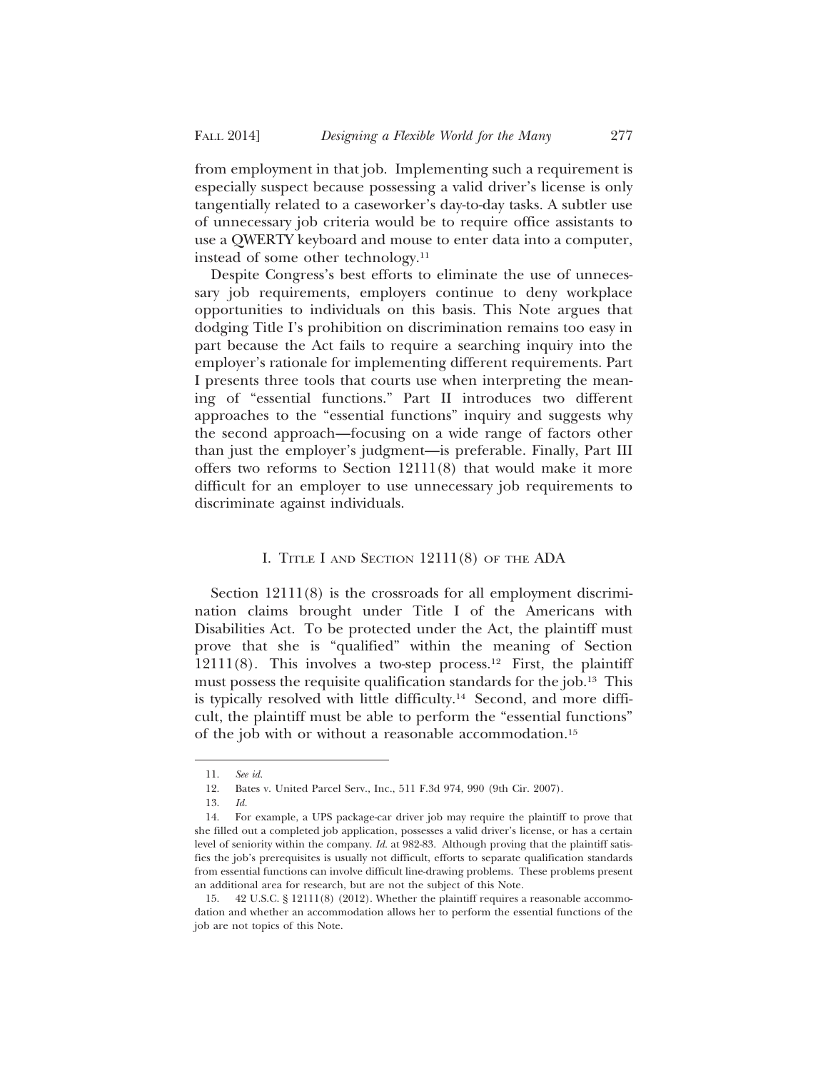from employment in that job. Implementing such a requirement is especially suspect because possessing a valid driver's license is only tangentially related to a caseworker's day-to-day tasks. A subtler use of unnecessary job criteria would be to require office assistants to use a QWERTY keyboard and mouse to enter data into a computer, instead of some other technology.[11]

Despite Congress's best efforts to eliminate the use of unnecessary job requirements, employers continue to deny workplace opportunities to individuals on this basis. This Note argues that dodging Title I's prohibition on discrimination remains too easy in part because the Act fails to require a searching inquiry into the employer's rationale for implementing different requirements. Part I presents three tools that courts use when interpreting the meaning of "essential functions." Part II introduces two different approaches to the "essential functions" inquiry and suggests why the second approach—focusing on a wide range of factors other than just the employer's judgment—is preferable. Finally, Part III offers two reforms to Section 12111(8) that would make it more difficult for an employer to use unnecessary job requirements to discriminate against individuals.

## I. Title I and Section 12111(8) of the ADA

Section 12111(8) is the crossroads for all employment discrimination claims brought under Title I of the Americans with Disabilities Act. To be protected under the Act, the plaintiff must prove that she is "qualified" within the meaning of Section 12111(8). This involves a two-step process.[12] First, the plaintiff must possess the requisite qualification standards for the job.[13] This is typically resolved with little difficulty.[14] Second, and more difficult, the plaintiff must be able to perform the "essential functions" of the job with or without a reasonable accommodation.[15]

---

11. *See id.*

12. Bates v. United Parcel Serv., Inc., 511 F.3d 974, 990 (9th Cir. 2007).

13. *Id.*

14. For example, a UPS package-car driver job may require the plaintiff to prove that she filled out a completed job application, possesses a valid driver's license, or has a certain level of seniority within the company. *Id.* at 982-83. Although proving that the plaintiff satisfies the job's prerequisites is usually not difficult, efforts to separate qualification standards from essential functions can involve difficult line-drawing problems. These problems present an additional area for research, but are not the subject of this Note.

15. 42 U.S.C. § 12111(8) (2012). Whether the plaintiff requires a reasonable accommodation and whether an accommodation allows her to perform the essential functions of the job are not topics of this Note.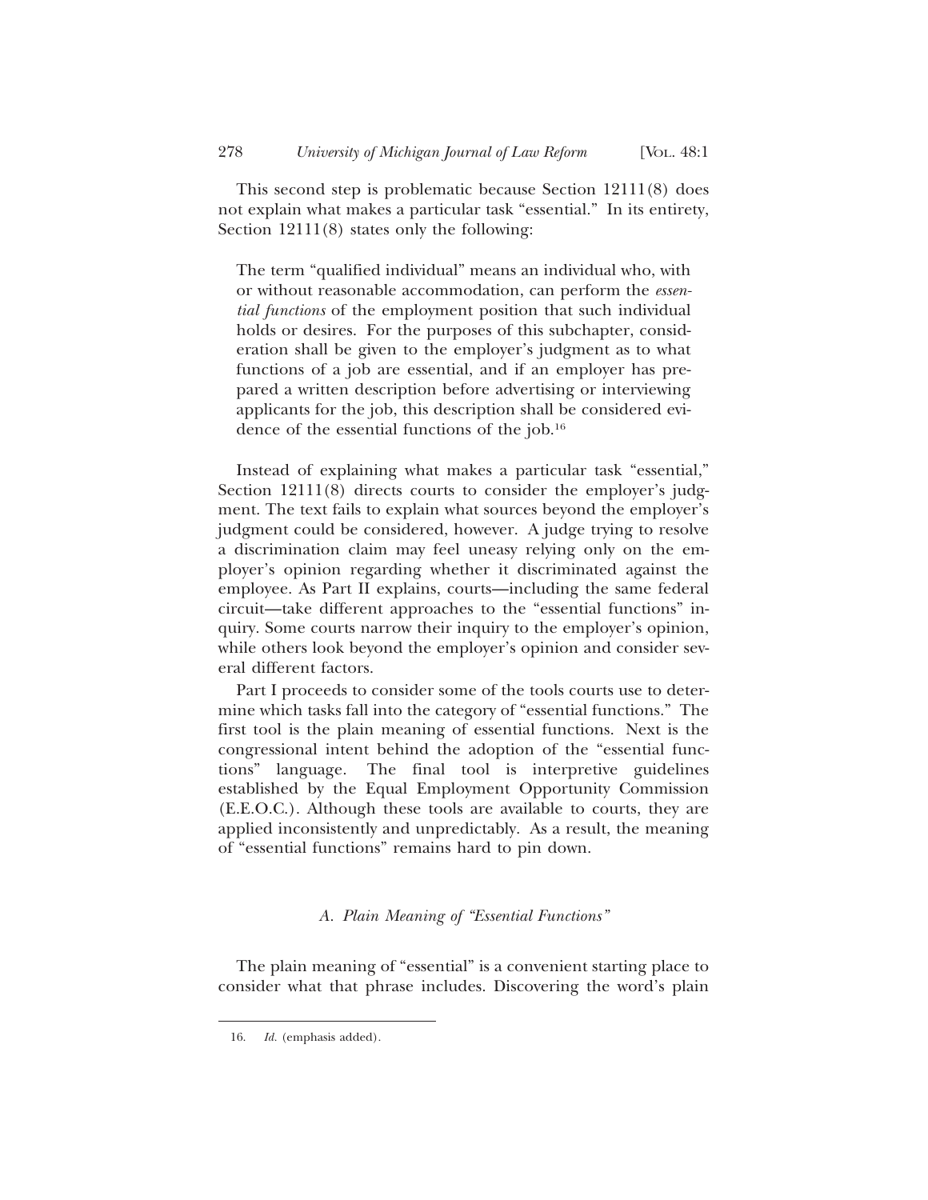This second step is problematic because Section 12111(8) does not explain what makes a particular task "essential." In its entirety, Section 12111(8) states only the following:

> The term "qualified individual" means an individual who, with or without reasonable accommodation, can perform the *essential functions* of the employment position that such individual holds or desires. For the purposes of this subchapter, consideration shall be given to the employer's judgment as to what functions of a job are essential, and if an employer has prepared a written description before advertising or interviewing applicants for the job, this description shall be considered evidence of the essential functions of the job.[16]

Instead of explaining what makes a particular task "essential," Section 12111(8) directs courts to consider the employer's judgment. The text fails to explain what sources beyond the employer's judgment could be considered, however. A judge trying to resolve a discrimination claim may feel uneasy relying only on the employer's opinion regarding whether it discriminated against the employee. As Part II explains, courts—including the same federal circuit—take different approaches to the "essential functions" inquiry. Some courts narrow their inquiry to the employer's opinion, while others look beyond the employer's opinion and consider several different factors.

Part I proceeds to consider some of the tools courts use to determine which tasks fall into the category of "essential functions." The first tool is the plain meaning of essential functions. Next is the congressional intent behind the adoption of the "essential functions" language. The final tool is interpretive guidelines established by the Equal Employment Opportunity Commission (E.E.O.C.). Although these tools are available to courts, they are applied inconsistently and unpredictably. As a result, the meaning of "essential functions" remains hard to pin down.

### *A. Plain Meaning of "Essential Functions"*

The plain meaning of "essential" is a convenient starting place to consider what that phrase includes. Discovering the word's plain

---

16. *Id.* (emphasis added).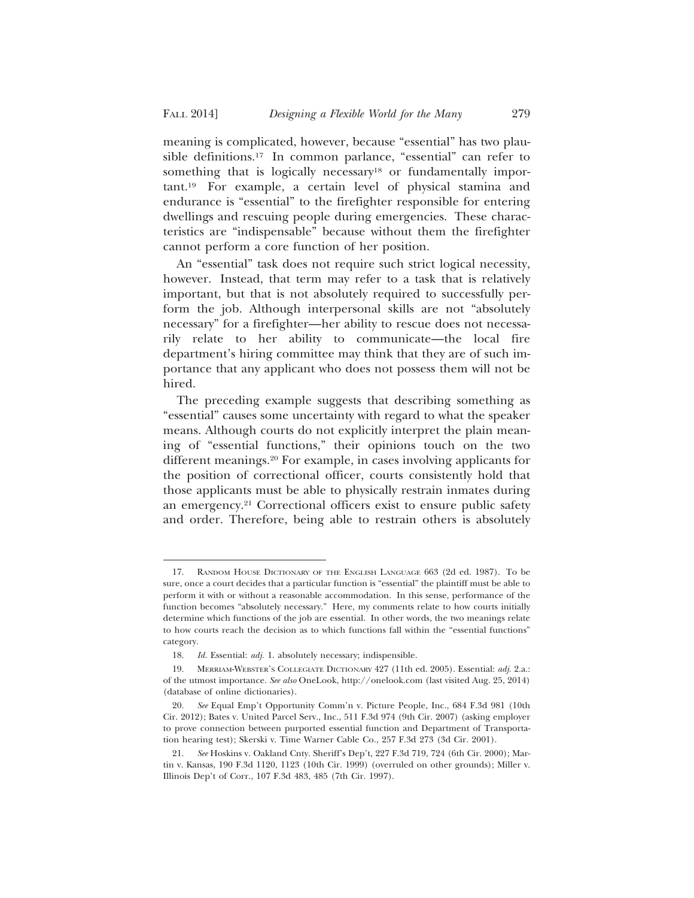meaning is complicated, however, because "essential" has two plausible definitions.[17] In common parlance, "essential" can refer to something that is logically necessary[18] or fundamentally important.[19] For example, a certain level of physical stamina and endurance is "essential" to the firefighter responsible for entering dwellings and rescuing people during emergencies. These characteristics are "indispensable" because without them the firefighter cannot perform a core function of her position.

An "essential" task does not require such strict logical necessity, however. Instead, that term may refer to a task that is relatively important, but that is not absolutely required to successfully perform the job. Although interpersonal skills are not "absolutely necessary" for a firefighter—her ability to rescue does not necessarily relate to her ability to communicate—the local fire department's hiring committee may think that they are of such importance that any applicant who does not possess them will not be hired.

The preceding example suggests that describing something as "essential" causes some uncertainty with regard to what the speaker means. Although courts do not explicitly interpret the plain meaning of "essential functions," their opinions touch on the two different meanings.[20] For example, in cases involving applicants for the position of correctional officer, courts consistently hold that those applicants must be able to physically restrain inmates during an emergency.[21] Correctional officers exist to ensure public safety and order. Therefore, being able to restrain others is absolutely

---

17. Random House Dictionary of the English Language 663 (2d ed. 1987). To be sure, once a court decides that a particular function is "essential" the plaintiff must be able to perform it with or without a reasonable accommodation. In this sense, performance of the function becomes "absolutely necessary." Here, my comments relate to how courts initially determine which functions of the job are essential. In other words, the two meanings relate to how courts reach the decision as to which functions fall within the "essential functions" category.

18. *Id.* Essential: *adj.* 1. absolutely necessary; indispensible.

19. Merriam-Webster's Collegiate Dictionary 427 (11th ed. 2005). Essential: *adj.* 2.a.: of the utmost importance. *See also* OneLook, http://onelook.com (last visited Aug. 25, 2014) (database of online dictionaries).

20. *See* Equal Emp't Opportunity Comm'n v. Picture People, Inc., 684 F.3d 981 (10th Cir. 2012); Bates v. United Parcel Serv., Inc., 511 F.3d 974 (9th Cir. 2007) (asking employer to prove connection between purported essential function and Department of Transportation hearing test); Skerski v. Time Warner Cable Co., 257 F.3d 273 (3d Cir. 2001).

21. *See* Hoskins v. Oakland Cnty. Sheriff's Dep't, 227 F.3d 719, 724 (6th Cir. 2000); Martin v. Kansas, 190 F.3d 1120, 1123 (10th Cir. 1999) (overruled on other grounds); Miller v. Illinois Dep't of Corr., 107 F.3d 483, 485 (7th Cir. 1997).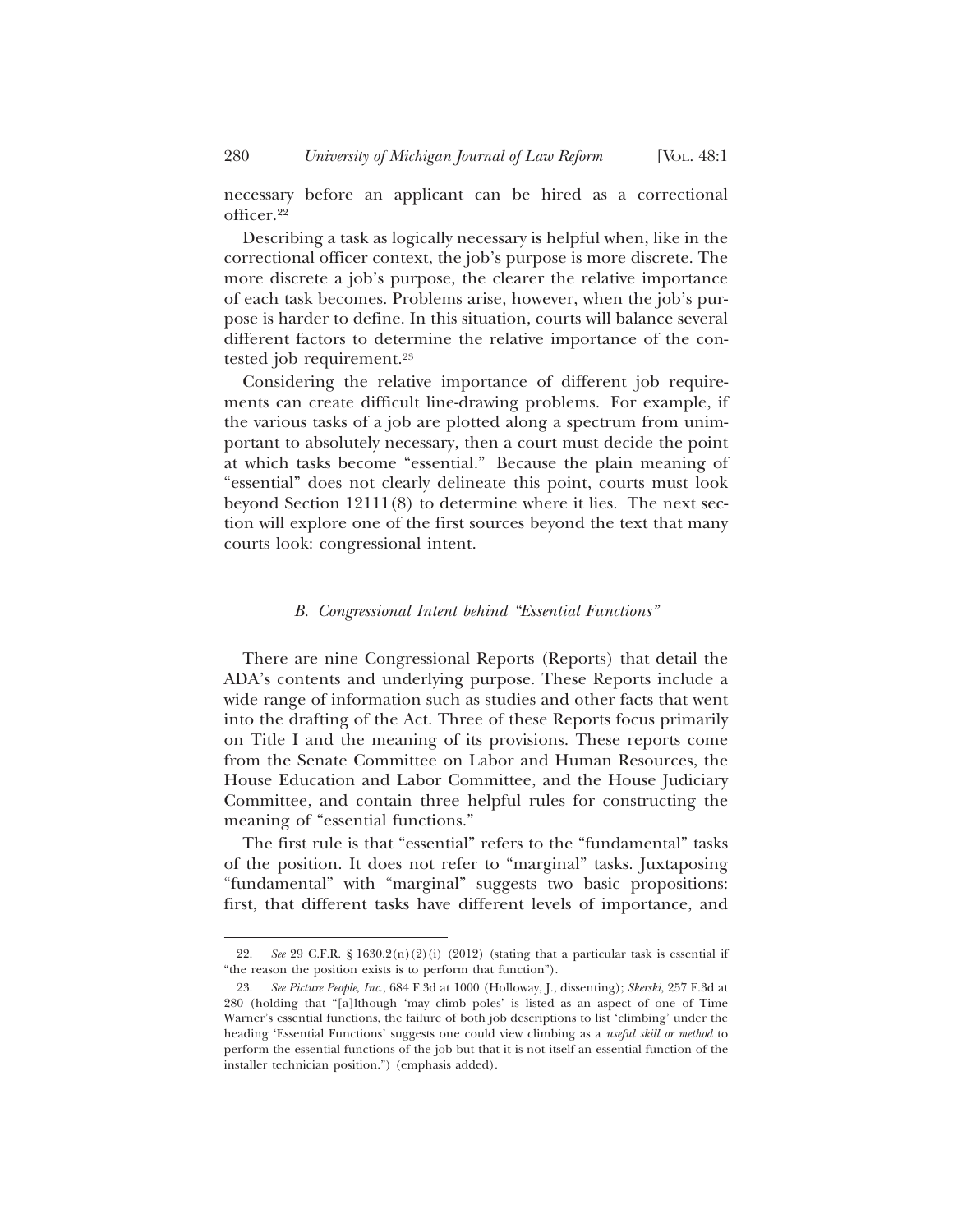necessary before an applicant can be hired as a correctional officer.[22]

Describing a task as logically necessary is helpful when, like in the correctional officer context, the job's purpose is more discrete. The more discrete a job's purpose, the clearer the relative importance of each task becomes. Problems arise, however, when the job's purpose is harder to define. In this situation, courts will balance several different factors to determine the relative importance of the contested job requirement.[23]

Considering the relative importance of different job requirements can create difficult line-drawing problems. For example, if the various tasks of a job are plotted along a spectrum from unimportant to absolutely necessary, then a court must decide the point at which tasks become "essential." Because the plain meaning of "essential" does not clearly delineate this point, courts must look beyond Section 12111(8) to determine where it lies. The next section will explore one of the first sources beyond the text that many courts look: congressional intent.

### *B. Congressional Intent behind "Essential Functions"*

There are nine Congressional Reports (Reports) that detail the ADA's contents and underlying purpose. These Reports include a wide range of information such as studies and other facts that went into the drafting of the Act. Three of these Reports focus primarily on Title I and the meaning of its provisions. These reports come from the Senate Committee on Labor and Human Resources, the House Education and Labor Committee, and the House Judiciary Committee, and contain three helpful rules for constructing the meaning of "essential functions."

The first rule is that "essential" refers to the "fundamental" tasks of the position. It does not refer to "marginal" tasks. Juxtaposing "fundamental" with "marginal" suggests two basic propositions: first, that different tasks have different levels of importance, and

---

22. *See* 29 C.F.R. § 1630.2(n)(2)(i) (2012) (stating that a particular task is essential if "the reason the position exists is to perform that function").

23. *See Picture People, Inc.*, 684 F.3d at 1000 (Holloway, J., dissenting); *Skerski*, 257 F.3d at 280 (holding that "[a]lthough 'may climb poles' is listed as an aspect of one of Time Warner's essential functions, the failure of both job descriptions to list 'climbing' under the heading 'Essential Functions' suggests one could view climbing as a *useful skill or method* to perform the essential functions of the job but that it is not itself an essential function of the installer technician position.") (emphasis added).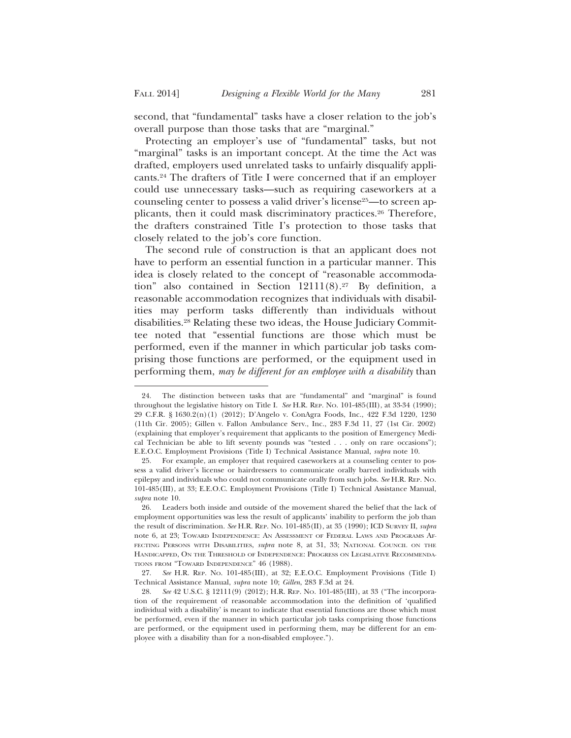second, that "fundamental" tasks have a closer relation to the job's overall purpose than those tasks that are "marginal."

Protecting an employer's use of "fundamental" tasks, but not "marginal" tasks is an important concept. At the time the Act was drafted, employers used unrelated tasks to unfairly disqualify applicants.[24] The drafters of Title I were concerned that if an employer could use unnecessary tasks—such as requiring caseworkers at a counseling center to possess a valid driver's license[25]—to screen applicants, then it could mask discriminatory practices.[26] Therefore, the drafters constrained Title I's protection to those tasks that closely related to the job's core function.

The second rule of construction is that an applicant does not have to perform an essential function in a particular manner. This idea is closely related to the concept of "reasonable accommodation" also contained in Section 12111(8).[27] By definition, a reasonable accommodation recognizes that individuals with disabilities may perform tasks differently than individuals without disabilities.[28] Relating these two ideas, the House Judiciary Committee noted that "essential functions are those which must be performed, even if the manner in which particular job tasks comprising those functions are performed, or the equipment used in performing them, *may be different for an employee with a disability* than

---

24. The distinction between tasks that are "fundamental" and "marginal" is found throughout the legislative history on Title I. *See* H.R. Rep. No. 101-485(III), at 33-34 (1990); 29 C.F.R. § 1630.2(n)(1) (2012); D'Angelo v. ConAgra Foods, Inc., 422 F.3d 1220, 1230 (11th Cir. 2005); Gillen v. Fallon Ambulance Serv., Inc., 283 F.3d 11, 27 (1st Cir. 2002) (explaining that employer's requirement that applicants to the position of Emergency Medical Technician be able to lift seventy pounds was "tested . . . only on rare occasions"); E.E.O.C. Employment Provisions (Title I) Technical Assistance Manual, *supra* note 10.

25. For example, an employer that required caseworkers at a counseling center to possess a valid driver's license or hairdressers to communicate orally barred individuals with epilepsy and individuals who could not communicate orally from such jobs. *See* H.R. Rep. No. 101-485(III), at 33; E.E.O.C. Employment Provisions (Title I) Technical Assistance Manual, *supra* note 10.

26. Leaders both inside and outside of the movement shared the belief that the lack of employment opportunities was less the result of applicants' inability to perform the job than the result of discrimination. *See* H.R. Rep. No. 101-485(II), at 35 (1990); ICD Survey II, *supra* note 6, at 23; Toward Independence: An Assessment of Federal Laws and Programs Affecting Persons with Disabilities, *supra* note 8, at 31, 33; National Council on the Handicapped, On the Threshold of Independence: Progress on Legislative Recommendations from "Toward Independence" 46 (1988).

27. *See* H.R. Rep. No. 101-485(III), at 32; E.E.O.C. Employment Provisions (Title I) Technical Assistance Manual, *supra* note 10; *Gillen*, 283 F.3d at 24.

28. *See* 42 U.S.C. § 12111(9) (2012); H.R. Rep. No. 101-485(III), at 33 ("The incorporation of the requirement of reasonable accommodation into the definition of 'qualified individual with a disability' is meant to indicate that essential functions are those which must be performed, even if the manner in which particular job tasks comprising those functions are performed, or the equipment used in performing them, may be different for an employee with a disability than for a non-disabled employee.").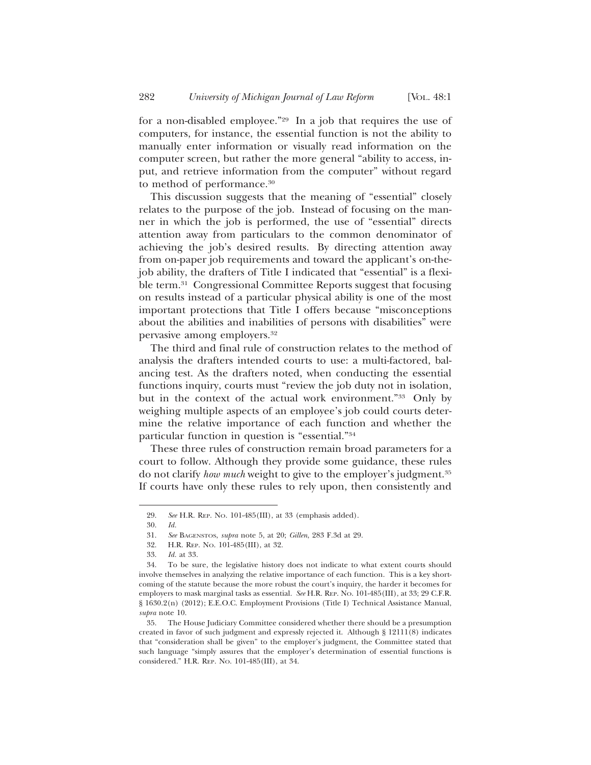for a non-disabled employee."[29] In a job that requires the use of computers, for instance, the essential function is not the ability to manually enter information or visually read information on the computer screen, but rather the more general "ability to access, input, and retrieve information from the computer" without regard to method of performance.[30]

This discussion suggests that the meaning of "essential" closely relates to the purpose of the job. Instead of focusing on the manner in which the job is performed, the use of "essential" directs attention away from particulars to the common denominator of achieving the job's desired results. By directing attention away from on-paper job requirements and toward the applicant's on-the-job ability, the drafters of Title I indicated that "essential" is a flexible term.[31] Congressional Committee Reports suggest that focusing on results instead of a particular physical ability is one of the most important protections that Title I offers because "misconceptions about the abilities and inabilities of persons with disabilities" were pervasive among employers.[32]

The third and final rule of construction relates to the method of analysis the drafters intended courts to use: a multi-factored, balancing test. As the drafters noted, when conducting the essential functions inquiry, courts must "review the job duty not in isolation, but in the context of the actual work environment."[33] Only by weighing multiple aspects of an employee's job could courts determine the relative importance of each function and whether the particular function in question is "essential."[34]

These three rules of construction remain broad parameters for a court to follow. Although they provide some guidance, these rules do not clarify *how much* weight to give to the employer's judgment.[35] If courts have only these rules to rely upon, then consistently and

---

29. *See* H.R. Rep. No. 101-485(III), at 33 (emphasis added).

30. *Id.*

31. *See* Bagenstos, *supra* note 5, at 20; *Gillen*, 283 F.3d at 29.

32. H.R. Rep. No. 101-485(III), at 32.

33. *Id.* at 33.

34. To be sure, the legislative history does not indicate to what extent courts should involve themselves in analyzing the relative importance of each function. This is a key shortcoming of the statute because the more robust the court's inquiry, the harder it becomes for employers to mask marginal tasks as essential. *See* H.R. Rep. No. 101-485(III), at 33; 29 C.F.R. § 1630.2(n) (2012); E.E.O.C. Employment Provisions (Title I) Technical Assistance Manual, *supra* note 10.

35. The House Judiciary Committee considered whether there should be a presumption created in favor of such judgment and expressly rejected it. Although § 12111(8) indicates that "consideration shall be given" to the employer's judgment, the Committee stated that such language "simply assures that the employer's determination of essential functions is considered." H.R. Rep. No. 101-485(III), at 34.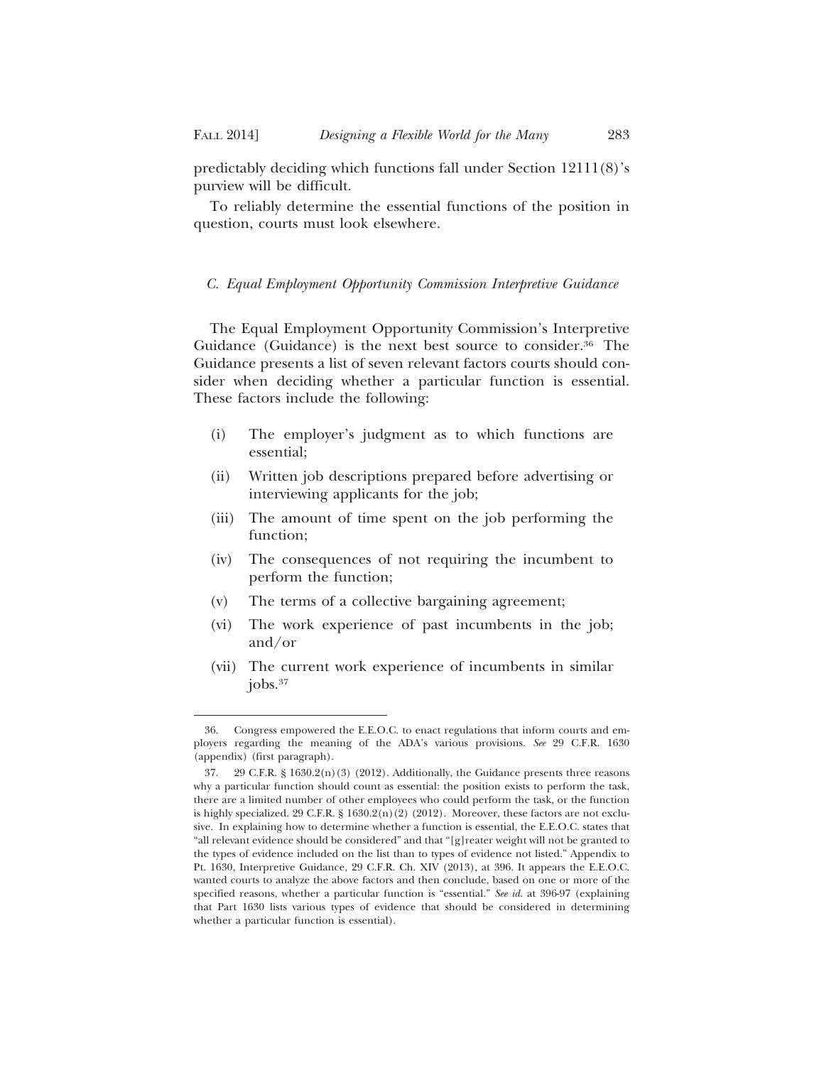predictably deciding which functions fall under Section 12111(8)'s purview will be difficult.

To reliably determine the essential functions of the position in question, courts must look elsewhere.

### *C. Equal Employment Opportunity Commission Interpretive Guidance*

The Equal Employment Opportunity Commission's Interpretive Guidance (Guidance) is the next best source to consider.[36] The Guidance presents a list of seven relevant factors courts should consider when deciding whether a particular function is essential. These factors include the following:

- (i) The employer's judgment as to which functions are essential;
- (ii) Written job descriptions prepared before advertising or interviewing applicants for the job;
- (iii) The amount of time spent on the job performing the function;
- (iv) The consequences of not requiring the incumbent to perform the function;
- (v) The terms of a collective bargaining agreement;
- (vi) The work experience of past incumbents in the job; and/or
- (vii) The current work experience of incumbents in similar jobs.[37]

---

36. Congress empowered the E.E.O.C. to enact regulations that inform courts and employers regarding the meaning of the ADA's various provisions. *See* 29 C.F.R. 1630 (appendix) (first paragraph).

37. 29 C.F.R. § 1630.2(n)(3) (2012). Additionally, the Guidance presents three reasons why a particular function should count as essential: the position exists to perform the task, there are a limited number of other employees who could perform the task, or the function is highly specialized. 29 C.F.R. § 1630.2(n)(2) (2012). Moreover, these factors are not exclusive. In explaining how to determine whether a function is essential, the E.E.O.C. states that "all relevant evidence should be considered" and that "[g]reater weight will not be granted to the types of evidence included on the list than to types of evidence not listed." Appendix to Pt. 1630, Interpretive Guidance, 29 C.F.R. Ch. XIV (2013), at 396. It appears the E.E.O.C. wanted courts to analyze the above factors and then conclude, based on one or more of the specified reasons, whether a particular function is "essential." *See id.* at 396-97 (explaining that Part 1630 lists various types of evidence that should be considered in determining whether a particular function is essential).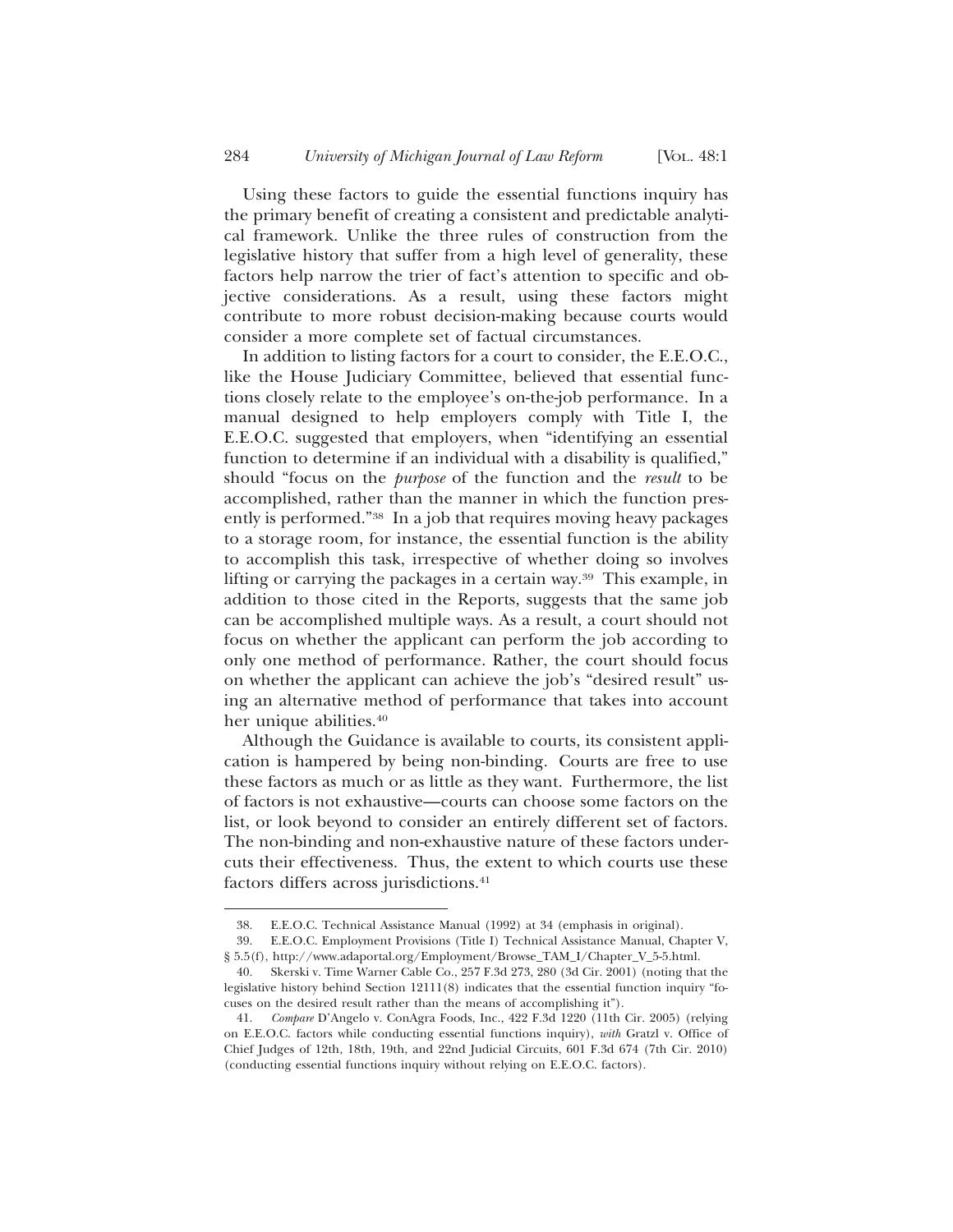Using these factors to guide the essential functions inquiry has the primary benefit of creating a consistent and predictable analytical framework. Unlike the three rules of construction from the legislative history that suffer from a high level of generality, these factors help narrow the trier of fact's attention to specific and objective considerations. As a result, using these factors might contribute to more robust decision-making because courts would consider a more complete set of factual circumstances.

In addition to listing factors for a court to consider, the E.E.O.C., like the House Judiciary Committee, believed that essential functions closely relate to the employee's on-the-job performance. In a manual designed to help employers comply with Title I, the E.E.O.C. suggested that employers, when "identifying an essential function to determine if an individual with a disability is qualified," should "focus on the *purpose* of the function and the *result* to be accomplished, rather than the manner in which the function presently is performed."[38] In a job that requires moving heavy packages to a storage room, for instance, the essential function is the ability to accomplish this task, irrespective of whether doing so involves lifting or carrying the packages in a certain way.[39] This example, in addition to those cited in the Reports, suggests that the same job can be accomplished multiple ways. As a result, a court should not focus on whether the applicant can perform the job according to only one method of performance. Rather, the court should focus on whether the applicant can achieve the job's "desired result" using an alternative method of performance that takes into account her unique abilities.[40]

Although the Guidance is available to courts, its consistent application is hampered by being non-binding. Courts are free to use these factors as much or as little as they want. Furthermore, the list of factors is not exhaustive—courts can choose some factors on the list, or look beyond to consider an entirely different set of factors. The non-binding and non-exhaustive nature of these factors undercuts their effectiveness. Thus, the extent to which courts use these factors differs across jurisdictions.[41]

---

38. E.E.O.C. Technical Assistance Manual (1992) at 34 (emphasis in original).

39. E.E.O.C. Employment Provisions (Title I) Technical Assistance Manual, Chapter V, § 5.5(f), http://www.adaportal.org/Employment/Browse_TAM_I/Chapter_V_5-5.html.

40. Skerski v. Time Warner Cable Co., 257 F.3d 273, 280 (3d Cir. 2001) (noting that the legislative history behind Section 12111(8) indicates that the essential function inquiry "focuses on the desired result rather than the means of accomplishing it").

41. *Compare* D'Angelo v. ConAgra Foods, Inc., 422 F.3d 1220 (11th Cir. 2005) (relying on E.E.O.C. factors while conducting essential functions inquiry), *with* Gratzl v. Office of Chief Judges of 12th, 18th, 19th, and 22nd Judicial Circuits, 601 F.3d 674 (7th Cir. 2010) (conducting essential functions inquiry without relying on E.E.O.C. factors).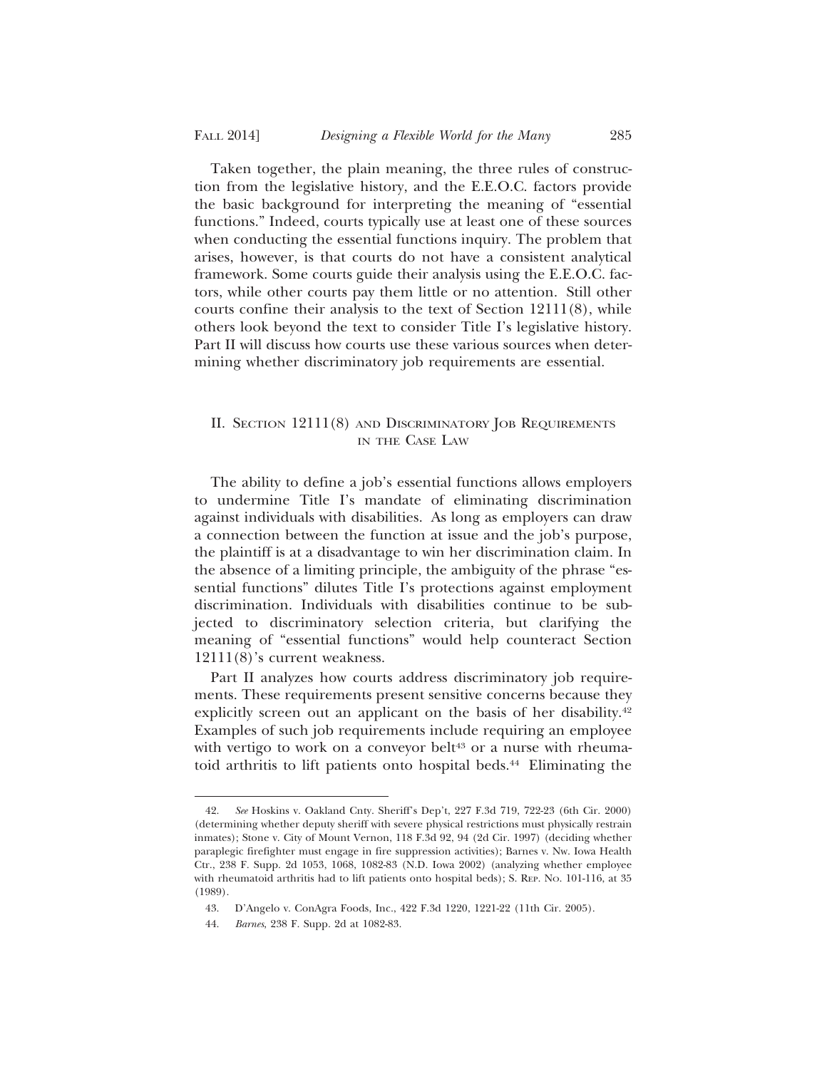Taken together, the plain meaning, the three rules of construction from the legislative history, and the E.E.O.C. factors provide the basic background for interpreting the meaning of "essential functions." Indeed, courts typically use at least one of these sources when conducting the essential functions inquiry. The problem that arises, however, is that courts do not have a consistent analytical framework. Some courts guide their analysis using the E.E.O.C. factors, while other courts pay them little or no attention. Still other courts confine their analysis to the text of Section 12111(8), while others look beyond the text to consider Title I's legislative history. Part II will discuss how courts use these various sources when determining whether discriminatory job requirements are essential.

## II. Section 12111(8) and Discriminatory Job Requirements in the Case Law

The ability to define a job's essential functions allows employers to undermine Title I's mandate of eliminating discrimination against individuals with disabilities. As long as employers can draw a connection between the function at issue and the job's purpose, the plaintiff is at a disadvantage to win her discrimination claim. In the absence of a limiting principle, the ambiguity of the phrase "essential functions" dilutes Title I's protections against employment discrimination. Individuals with disabilities continue to be subjected to discriminatory selection criteria, but clarifying the meaning of "essential functions" would help counteract Section 12111(8)'s current weakness.

Part II analyzes how courts address discriminatory job requirements. These requirements present sensitive concerns because they explicitly screen out an applicant on the basis of her disability.[42] Examples of such job requirements include requiring an employee with vertigo to work on a conveyor belt[43] or a nurse with rheumatoid arthritis to lift patients onto hospital beds.[44] Eliminating the

---

42. *See* Hoskins v. Oakland Cnty. Sheriff's Dep't, 227 F.3d 719, 722-23 (6th Cir. 2000) (determining whether deputy sheriff with severe physical restrictions must physically restrain inmates); Stone v. City of Mount Vernon, 118 F.3d 92, 94 (2d Cir. 1997) (deciding whether paraplegic firefighter must engage in fire suppression activities); Barnes v. Nw. Iowa Health Ctr., 238 F. Supp. 2d 1053, 1068, 1082-83 (N.D. Iowa 2002) (analyzing whether employee with rheumatoid arthritis had to lift patients onto hospital beds); S. Rep. No. 101-116, at 35 (1989).

43. D'Angelo v. ConAgra Foods, Inc., 422 F.3d 1220, 1221-22 (11th Cir. 2005).

44. *Barnes*, 238 F. Supp. 2d at 1082-83.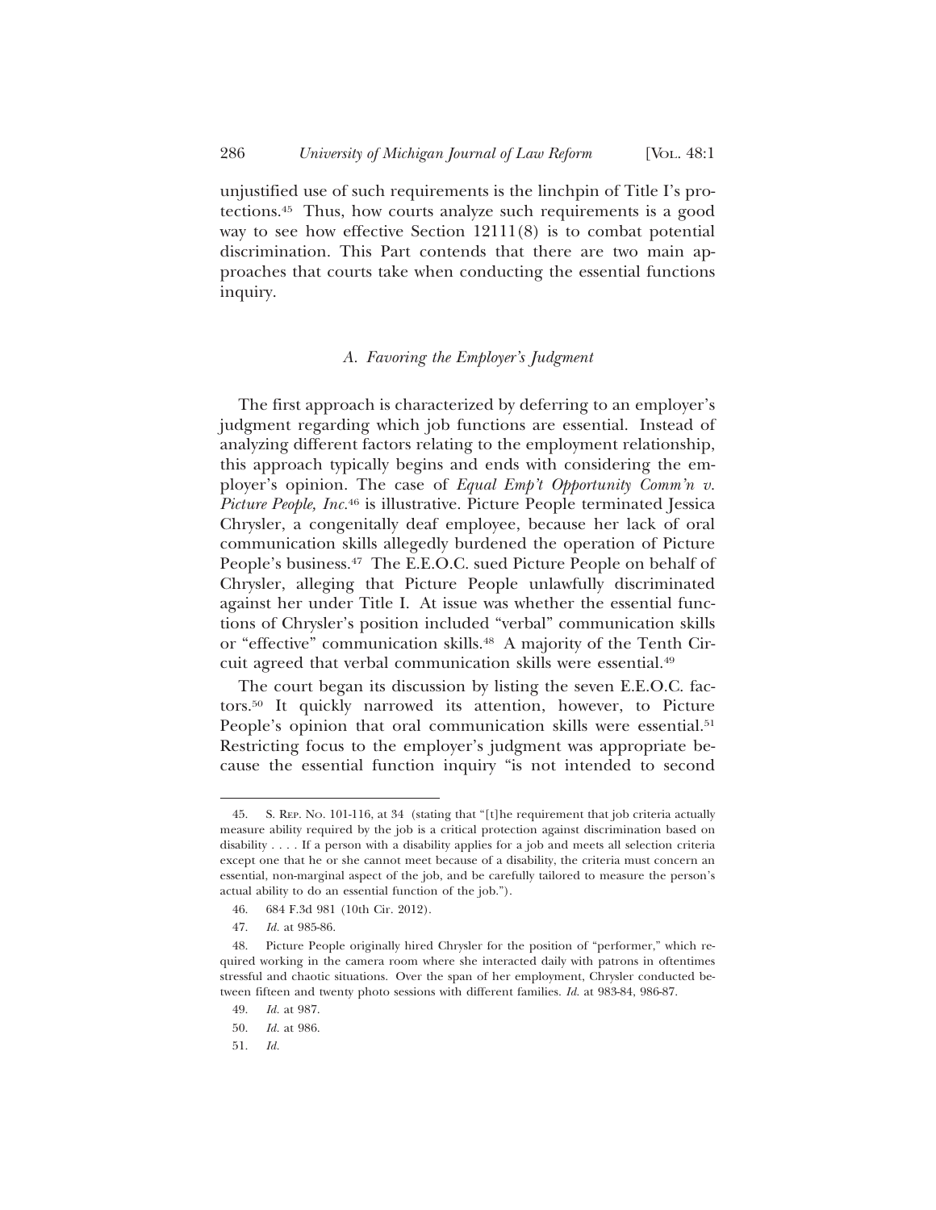unjustified use of such requirements is the linchpin of Title I's protections.[45] Thus, how courts analyze such requirements is a good way to see how effective Section 12111(8) is to combat potential discrimination. This Part contends that there are two main approaches that courts take when conducting the essential functions inquiry.

### *A. Favoring the Employer's Judgment*

The first approach is characterized by deferring to an employer's judgment regarding which job functions are essential. Instead of analyzing different factors relating to the employment relationship, this approach typically begins and ends with considering the employer's opinion. The case of *Equal Emp't Opportunity Comm'n v. Picture People, Inc.*[46] is illustrative. Picture People terminated Jessica Chrysler, a congenitally deaf employee, because her lack of oral communication skills allegedly burdened the operation of Picture People's business.[47] The E.E.O.C. sued Picture People on behalf of Chrysler, alleging that Picture People unlawfully discriminated against her under Title I. At issue was whether the essential functions of Chrysler's position included "verbal" communication skills or "effective" communication skills.[48] A majority of the Tenth Circuit agreed that verbal communication skills were essential.[49]

The court began its discussion by listing the seven E.E.O.C. factors.[50] It quickly narrowed its attention, however, to Picture People's opinion that oral communication skills were essential.[51] Restricting focus to the employer's judgment was appropriate because the essential function inquiry "is not intended to second

---

45. S. Rep. No. 101-116, at 34 (stating that "[t]he requirement that job criteria actually measure ability required by the job is a critical protection against discrimination based on disability . . . . If a person with a disability applies for a job and meets all selection criteria except one that he or she cannot meet because of a disability, the criteria must concern an essential, non-marginal aspect of the job, and be carefully tailored to measure the person's actual ability to do an essential function of the job.").

46. 684 F.3d 981 (10th Cir. 2012).

47. *Id.* at 985-86.

48. Picture People originally hired Chrysler for the position of "performer," which required working in the camera room where she interacted daily with patrons in oftentimes stressful and chaotic situations. Over the span of her employment, Chrysler conducted between fifteen and twenty photo sessions with different families. *Id.* at 983-84, 986-87.

49. *Id.* at 987.

50. *Id.* at 986.

51. *Id.*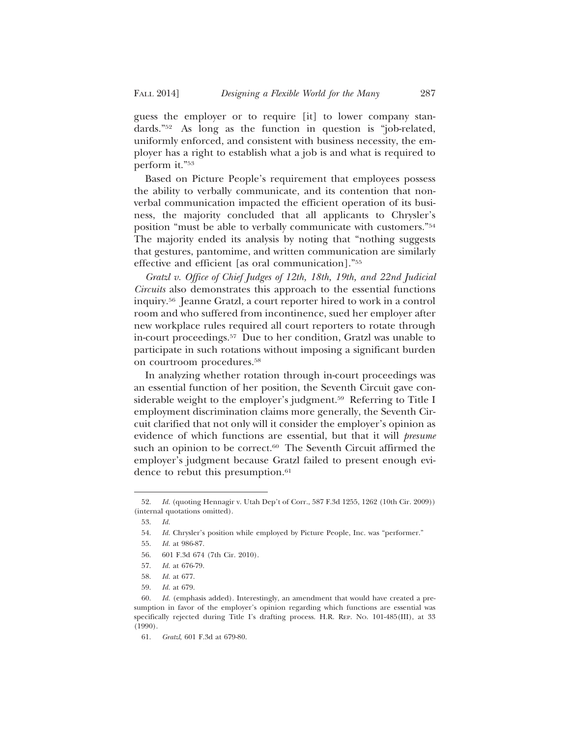guess the employer or to require [it] to lower company standards."[52] As long as the function in question is "job-related, uniformly enforced, and consistent with business necessity, the employer has a right to establish what a job is and what is required to perform it."[53]

Based on Picture People's requirement that employees possess the ability to verbally communicate, and its contention that nonverbal communication impacted the efficient operation of its business, the majority concluded that all applicants to Chrysler's position "must be able to verbally communicate with customers."[54] The majority ended its analysis by noting that "nothing suggests that gestures, pantomime, and written communication are similarly effective and efficient [as oral communication]."[55]

*Gratzl v. Office of Chief Judges of 12th, 18th, 19th, and 22nd Judicial Circuits* also demonstrates this approach to the essential functions inquiry.[56] Jeanne Gratzl, a court reporter hired to work in a control room and who suffered from incontinence, sued her employer after new workplace rules required all court reporters to rotate through in-court proceedings.[57] Due to her condition, Gratzl was unable to participate in such rotations without imposing a significant burden on courtroom procedures.[58]

In analyzing whether rotation through in-court proceedings was an essential function of her position, the Seventh Circuit gave considerable weight to the employer's judgment.[59] Referring to Title I employment discrimination claims more generally, the Seventh Circuit clarified that not only will it consider the employer's opinion as evidence of which functions are essential, but that it will *presume* such an opinion to be correct.[60] The Seventh Circuit affirmed the employer's judgment because Gratzl failed to present enough evidence to rebut this presumption.[61]

---

52. *Id.* (quoting Hennagir v. Utah Dep't of Corr., 587 F.3d 1255, 1262 (10th Cir. 2009)) (internal quotations omitted).

53. *Id.*

54. *Id.* Chrysler's position while employed by Picture People, Inc. was "performer."

55. *Id.* at 986-87.

56. 601 F.3d 674 (7th Cir. 2010).

57. *Id.* at 676-79.

58. *Id.* at 677.

59. *Id.* at 679.

60. *Id.* (emphasis added). Interestingly, an amendment that would have created a presumption in favor of the employer's opinion regarding which functions are essential was specifically rejected during Title I's drafting process. H.R. Rep. No. 101-485(III), at 33 (1990).

61. *Gratzl*, 601 F.3d at 679-80.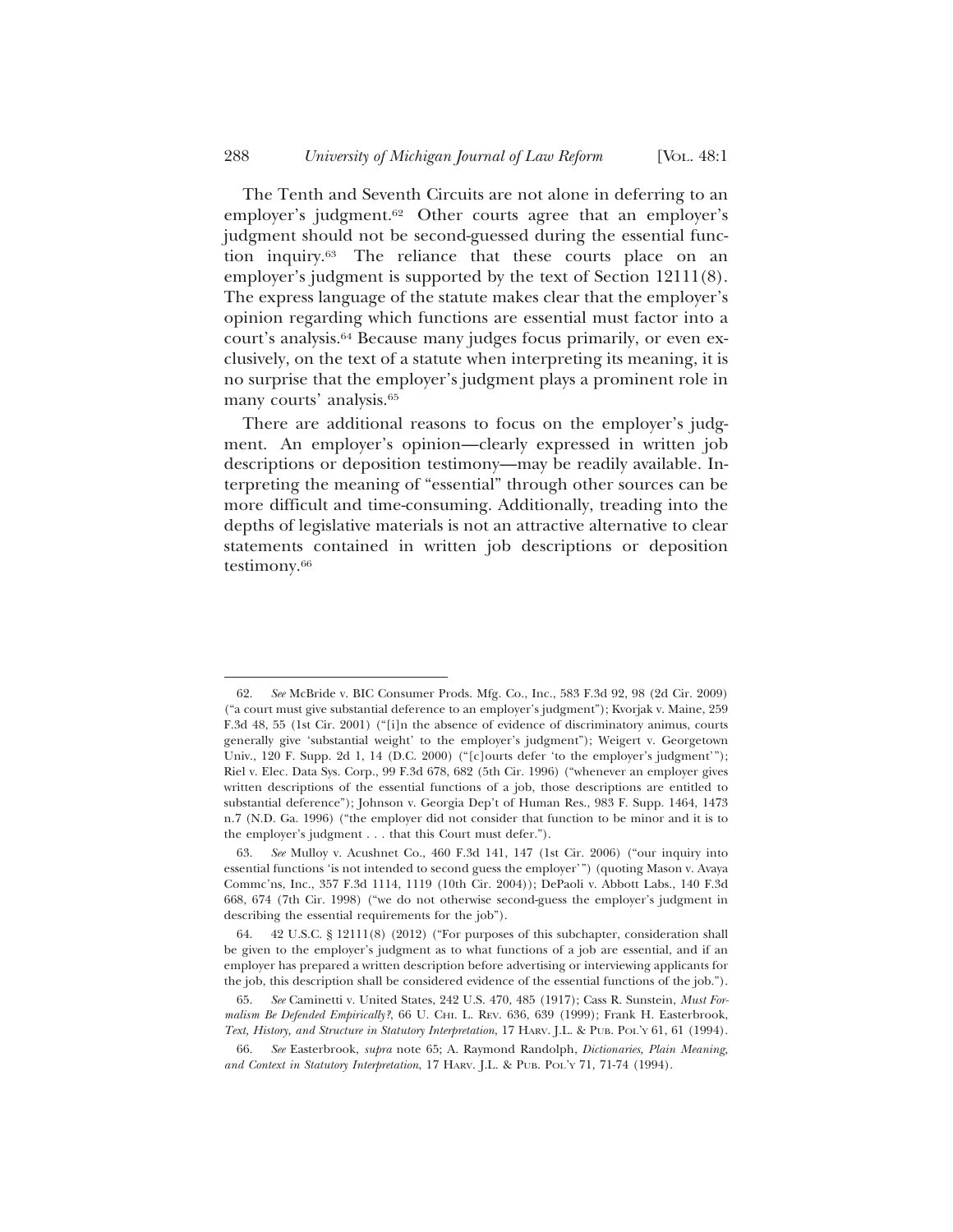The Tenth and Seventh Circuits are not alone in deferring to an employer's judgment.[62] Other courts agree that an employer's judgment should not be second-guessed during the essential function inquiry.[63] The reliance that these courts place on an employer's judgment is supported by the text of Section 12111(8). The express language of the statute makes clear that the employer's opinion regarding which functions are essential must factor into a court's analysis.[64] Because many judges focus primarily, or even exclusively, on the text of a statute when interpreting its meaning, it is no surprise that the employer's judgment plays a prominent role in many courts' analysis.[65]

There are additional reasons to focus on the employer's judgment. An employer's opinion—clearly expressed in written job descriptions or deposition testimony—may be readily available. Interpreting the meaning of "essential" through other sources can be more difficult and time-consuming. Additionally, treading into the depths of legislative materials is not an attractive alternative to clear statements contained in written job descriptions or deposition testimony.[66]

---

62. *See* McBride v. BIC Consumer Prods. Mfg. Co., Inc., 583 F.3d 92, 98 (2d Cir. 2009) ("a court must give substantial deference to an employer's judgment"); Kvorjak v. Maine, 259 F.3d 48, 55 (1st Cir. 2001) ("[i]n the absence of evidence of discriminatory animus, courts generally give 'substantial weight' to the employer's judgment"); Weigert v. Georgetown Univ., 120 F. Supp. 2d 1, 14 (D.C. 2000) ("[c]ourts defer 'to the employer's judgment'"); Riel v. Elec. Data Sys. Corp., 99 F.3d 678, 682 (5th Cir. 1996) ("whenever an employer gives written descriptions of the essential functions of a job, those descriptions are entitled to substantial deference"); Johnson v. Georgia Dep't of Human Res., 983 F. Supp. 1464, 1473 n.7 (N.D. Ga. 1996) ("the employer did not consider that function to be minor and it is to the employer's judgment . . . that this Court must defer.").

63. *See* Mulloy v. Acushnet Co., 460 F.3d 141, 147 (1st Cir. 2006) ("our inquiry into essential functions 'is not intended to second guess the employer'") (quoting Mason v. Avaya Commc'ns, Inc., 357 F.3d 1114, 1119 (10th Cir. 2004)); DePaoli v. Abbott Labs., 140 F.3d 668, 674 (7th Cir. 1998) ("we do not otherwise second-guess the employer's judgment in describing the essential requirements for the job").

64. 42 U.S.C. § 12111(8) (2012) ("For purposes of this subchapter, consideration shall be given to the employer's judgment as to what functions of a job are essential, and if an employer has prepared a written description before advertising or interviewing applicants for the job, this description shall be considered evidence of the essential functions of the job.").

65. *See* Caminetti v. United States, 242 U.S. 470, 485 (1917); Cass R. Sunstein, *Must Formalism Be Defended Empirically?*, 66 U. CHI. L. REV. 636, 639 (1999); Frank H. Easterbrook, *Text, History, and Structure in Statutory Interpretation*, 17 HARV. J.L. & PUB. POL'Y 61, 61 (1994).

66. *See* Easterbrook, *supra* note 65; A. Raymond Randolph, *Dictionaries, Plain Meaning, and Context in Statutory Interpretation*, 17 HARV. J.L. & PUB. POL'Y 71, 71-74 (1994).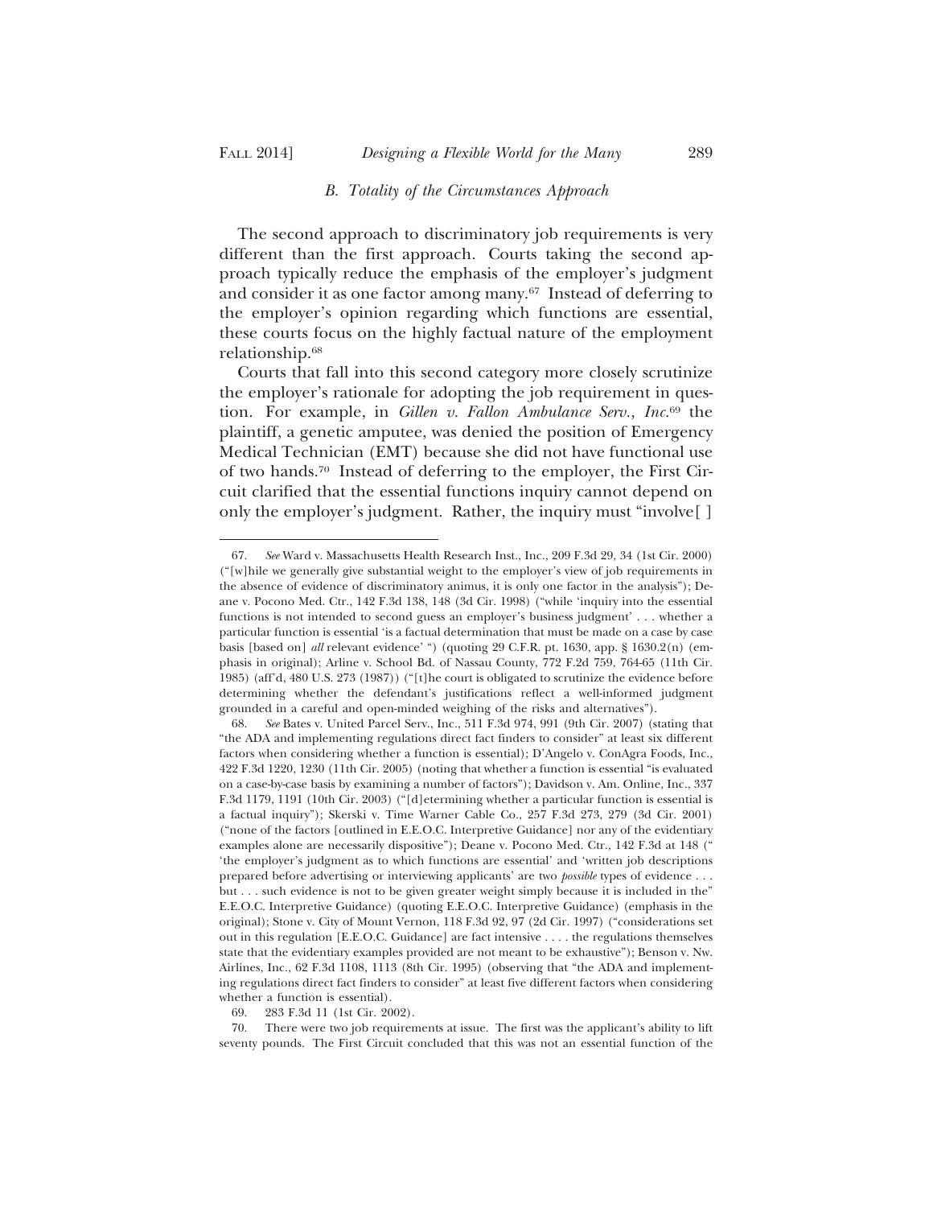### B. Totality of the Circumstances Approach

The second approach to discriminatory job requirements is very different than the first approach. Courts taking the second approach typically reduce the emphasis of the employer's judgment and consider it as one factor among many.[67] Instead of deferring to the employer's opinion regarding which functions are essential, these courts focus on the highly factual nature of the employment relationship.[68]

Courts that fall into this second category more closely scrutinize the employer's rationale for adopting the job requirement in question. For example, in *Gillen v. Fallon Ambulance Serv., Inc.*[69] the plaintiff, a genetic amputee, was denied the position of Emergency Medical Technician (EMT) because she did not have functional use of two hands.[70] Instead of deferring to the employer, the First Circuit clarified that the essential functions inquiry cannot depend on only the employer's judgment. Rather, the inquiry must "involve[ ]

---

67. *See* Ward v. Massachusetts Health Research Inst., Inc., 209 F.3d 29, 34 (1st Cir. 2000) ("[w]hile we generally give substantial weight to the employer's view of job requirements in the absence of evidence of discriminatory animus, it is only one factor in the analysis"); Deane v. Pocono Med. Ctr., 142 F.3d 138, 148 (3d Cir. 1998) ("while 'inquiry into the essential functions is not intended to second guess an employer's business judgment' . . . whether a particular function is essential 'is a factual determination that must be made on a case by case basis [based on] *all* relevant evidence' ") (quoting 29 C.F.R. pt. 1630, app. § 1630.2(n) (emphasis in original); Arline v. School Bd. of Nassau County, 772 F.2d 759, 764-65 (11th Cir. 1985) (aff'd, 480 U.S. 273 (1987)) ("[t]he court is obligated to scrutinize the evidence before determining whether the defendant's justifications reflect a well-informed judgment grounded in a careful and open-minded weighing of the risks and alternatives").

68. *See* Bates v. United Parcel Serv., Inc., 511 F.3d 974, 991 (9th Cir. 2007) (stating that "the ADA and implementing regulations direct fact finders to consider" at least six different factors when considering whether a function is essential); D'Angelo v. ConAgra Foods, Inc., 422 F.3d 1220, 1230 (11th Cir. 2005) (noting that whether a function is essential "is evaluated on a case-by-case basis by examining a number of factors"); Davidson v. Am. Online, Inc., 337 F.3d 1179, 1191 (10th Cir. 2003) ("[d]etermining whether a particular function is essential is a factual inquiry"); Skerski v. Time Warner Cable Co., 257 F.3d 273, 279 (3d Cir. 2001) ("none of the factors [outlined in E.E.O.C. Interpretive Guidance] nor any of the evidentiary examples alone are necessarily dispositive"); Deane v. Pocono Med. Ctr., 142 F.3d at 148 (" 'the employer's judgment as to which functions are essential' and 'written job descriptions prepared before advertising or interviewing applicants' are two *possible* types of evidence . . . but . . . such evidence is not to be given greater weight simply because it is included in the" E.E.O.C. Interpretive Guidance) (quoting E.E.O.C. Interpretive Guidance) (emphasis in the original); Stone v. City of Mount Vernon, 118 F.3d 92, 97 (2d Cir. 1997) ("considerations set out in this regulation [E.E.O.C. Guidance] are fact intensive . . . . the regulations themselves state that the evidentiary examples provided are not meant to be exhaustive"); Benson v. Nw. Airlines, Inc., 62 F.3d 1108, 1113 (8th Cir. 1995) (observing that "the ADA and implementing regulations direct fact finders to consider" at least five different factors when considering whether a function is essential).

69. 283 F.3d 11 (1st Cir. 2002).

70. There were two job requirements at issue. The first was the applicant's ability to lift seventy pounds. The First Circuit concluded that this was not an essential function of the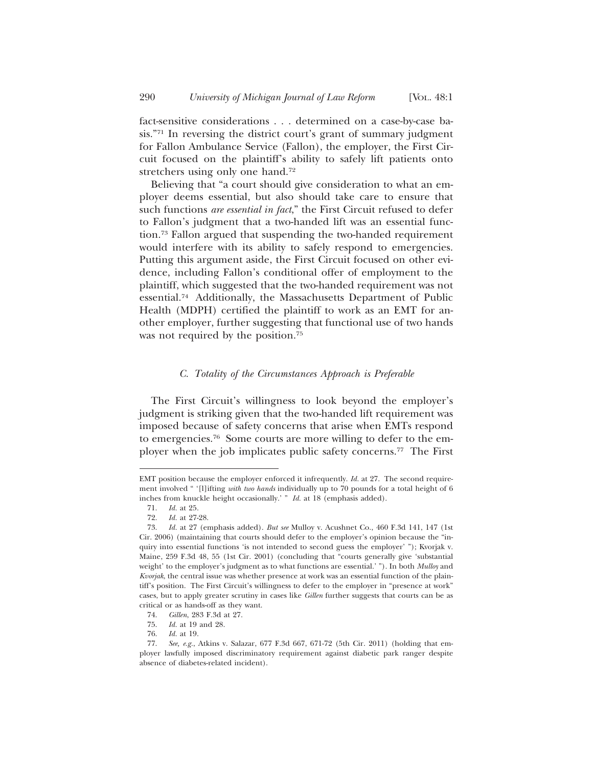fact-sensitive considerations . . . determined on a case-by-case basis."[71] In reversing the district court's grant of summary judgment for Fallon Ambulance Service (Fallon), the employer, the First Circuit focused on the plaintiff's ability to safely lift patients onto stretchers using only one hand.[72]

Believing that "a court should give consideration to what an employer deems essential, but also should take care to ensure that such functions *are essential in fact*," the First Circuit refused to defer to Fallon's judgment that a two-handed lift was an essential function.[73] Fallon argued that suspending the two-handed requirement would interfere with its ability to safely respond to emergencies. Putting this argument aside, the First Circuit focused on other evidence, including Fallon's conditional offer of employment to the plaintiff, which suggested that the two-handed requirement was not essential.[74] Additionally, the Massachusetts Department of Public Health (MDPH) certified the plaintiff to work as an EMT for another employer, further suggesting that functional use of two hands was not required by the position.[75]

### *C. Totality of the Circumstances Approach is Preferable*

The First Circuit's willingness to look beyond the employer's judgment is striking given that the two-handed lift requirement was imposed because of safety concerns that arise when EMTs respond to emergencies.[76] Some courts are more willing to defer to the employer when the job implicates public safety concerns.[77] The First

---

EMT position because the employer enforced it infrequently. *Id.* at 27. The second requirement involved " '[l]ifting *with two hands* individually up to 70 pounds for a total height of 6 inches from knuckle height occasionally.' " *Id.* at 18 (emphasis added).

71. *Id.* at 25.

72. *Id.* at 27-28.

73. *Id.* at 27 (emphasis added). *But see* Mulloy v. Acushnet Co., 460 F.3d 141, 147 (1st Cir. 2006) (maintaining that courts should defer to the employer's opinion because the "inquiry into essential functions 'is not intended to second guess the employer' "); Kvorjak v. Maine, 259 F.3d 48, 55 (1st Cir. 2001) (concluding that "courts generally give 'substantial weight' to the employer's judgment as to what functions are essential.' "). In both *Mulloy* and *Kvorjak*, the central issue was whether presence at work was an essential function of the plaintiff's position. The First Circuit's willingness to defer to the employer in "presence at work" cases, but to apply greater scrutiny in cases like *Gillen* further suggests that courts can be as critical or as hands-off as they want.

74. *Gillen*, 283 F.3d at 27.

75. *Id.* at 19 and 28.

76. *Id.* at 19.

77. *See, e.g.*, Atkins v. Salazar, 677 F.3d 667, 671-72 (5th Cir. 2011) (holding that employer lawfully imposed discriminatory requirement against diabetic park ranger despite absence of diabetes-related incident).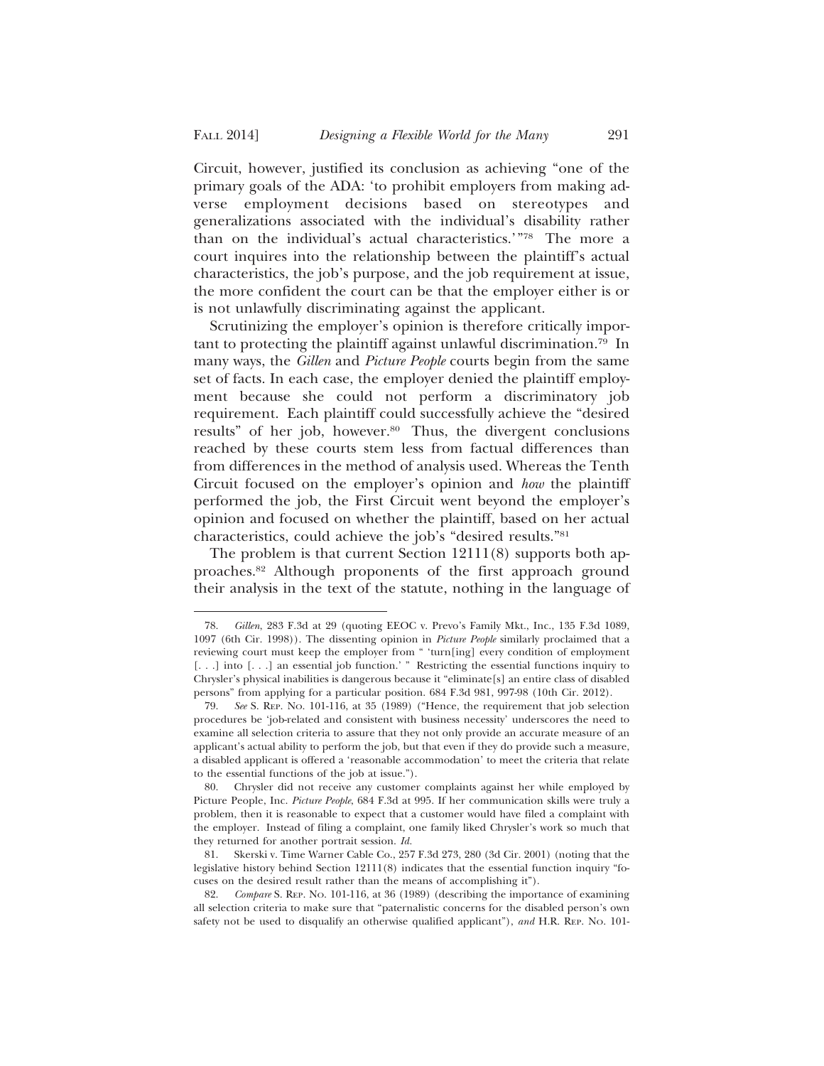Circuit, however, justified its conclusion as achieving "one of the primary goals of the ADA: 'to prohibit employers from making adverse employment decisions based on stereotypes and generalizations associated with the individual's disability rather than on the individual's actual characteristics.'"[78] The more a court inquires into the relationship between the plaintiff's actual characteristics, the job's purpose, and the job requirement at issue, the more confident the court can be that the employer either is or is not unlawfully discriminating against the applicant.

Scrutinizing the employer's opinion is therefore critically important to protecting the plaintiff against unlawful discrimination.[79] In many ways, the *Gillen* and *Picture People* courts begin from the same set of facts. In each case, the employer denied the plaintiff employment because she could not perform a discriminatory job requirement. Each plaintiff could successfully achieve the "desired results" of her job, however.[80] Thus, the divergent conclusions reached by these courts stem less from factual differences than from differences in the method of analysis used. Whereas the Tenth Circuit focused on the employer's opinion and *how* the plaintiff performed the job, the First Circuit went beyond the employer's opinion and focused on whether the plaintiff, based on her actual characteristics, could achieve the job's "desired results."[81]

The problem is that current Section 12111(8) supports both approaches.[82] Although proponents of the first approach ground their analysis in the text of the statute, nothing in the language of

---

78. *Gillen*, 283 F.3d at 29 (quoting EEOC v. Prevo's Family Mkt., Inc., 135 F.3d 1089, 1097 (6th Cir. 1998)). The dissenting opinion in *Picture People* similarly proclaimed that a reviewing court must keep the employer from " 'turn[ing] every condition of employment [. . .] into [. . .] an essential job function.' " Restricting the essential functions inquiry to Chrysler's physical inabilities is dangerous because it "eliminate[s] an entire class of disabled persons" from applying for a particular position. 684 F.3d 981, 997-98 (10th Cir. 2012).

79. *See* S. Rep. No. 101-116, at 35 (1989) ("Hence, the requirement that job selection procedures be 'job-related and consistent with business necessity' underscores the need to examine all selection criteria to assure that they not only provide an accurate measure of an applicant's actual ability to perform the job, but that even if they do provide such a measure, a disabled applicant is offered a 'reasonable accommodation' to meet the criteria that relate to the essential functions of the job at issue.").

80. Chrysler did not receive any customer complaints against her while employed by Picture People, Inc. *Picture People*, 684 F.3d at 995. If her communication skills were truly a problem, then it is reasonable to expect that a customer would have filed a complaint with the employer. Instead of filing a complaint, one family liked Chrysler's work so much that they returned for another portrait session. *Id.*

81. Skerski v. Time Warner Cable Co., 257 F.3d 273, 280 (3d Cir. 2001) (noting that the legislative history behind Section 12111(8) indicates that the essential function inquiry "focuses on the desired result rather than the means of accomplishing it").

82. *Compare* S. Rep. No. 101-116, at 36 (1989) (describing the importance of examining all selection criteria to make sure that "paternalistic concerns for the disabled person's own safety not be used to disqualify an otherwise qualified applicant"), *and* H.R. Rep. No. 101-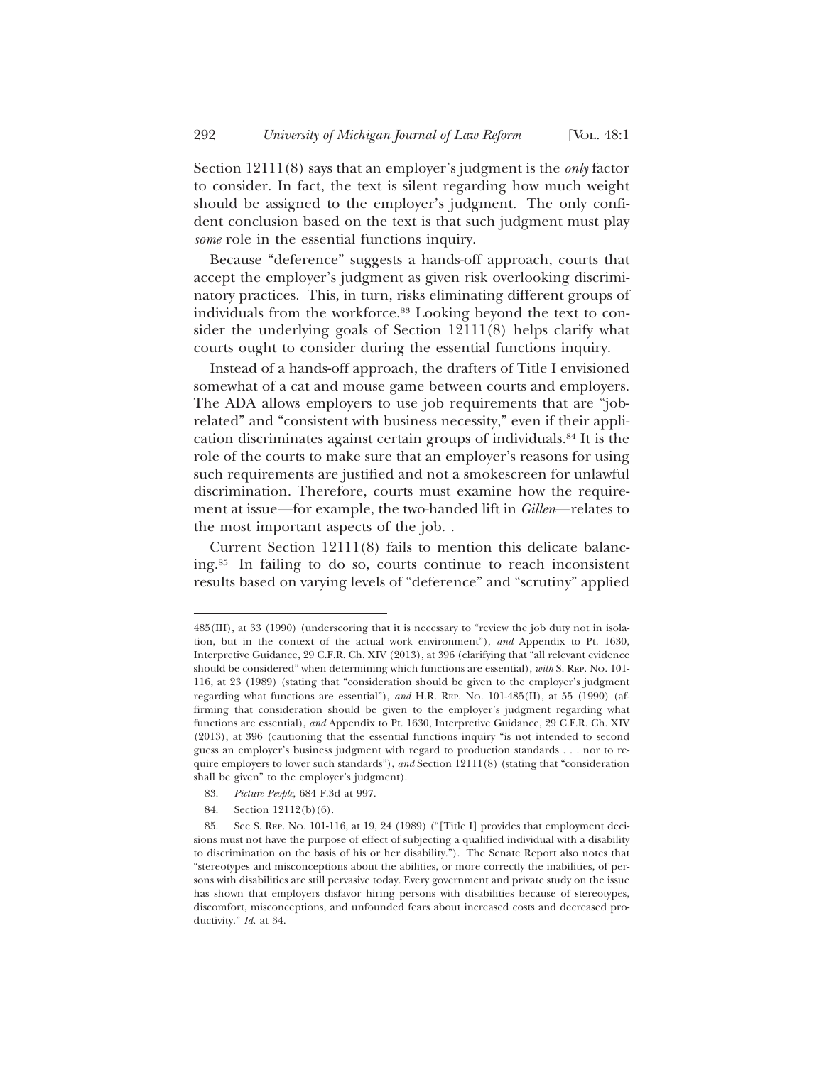Section 12111(8) says that an employer's judgment is the *only* factor to consider. In fact, the text is silent regarding how much weight should be assigned to the employer's judgment. The only confident conclusion based on the text is that such judgment must play *some* role in the essential functions inquiry.

Because "deference" suggests a hands-off approach, courts that accept the employer's judgment as given risk overlooking discriminatory practices. This, in turn, risks eliminating different groups of individuals from the workforce.[83] Looking beyond the text to consider the underlying goals of Section 12111(8) helps clarify what courts ought to consider during the essential functions inquiry.

Instead of a hands-off approach, the drafters of Title I envisioned somewhat of a cat and mouse game between courts and employers. The ADA allows employers to use job requirements that are "job-related" and "consistent with business necessity," even if their application discriminates against certain groups of individuals.[84] It is the role of the courts to make sure that an employer's reasons for using such requirements are justified and not a smokescreen for unlawful discrimination. Therefore, courts must examine how the requirement at issue—for example, the two-handed lift in *Gillen*—relates to the most important aspects of the job. .

Current Section 12111(8) fails to mention this delicate balancing.[85] In failing to do so, courts continue to reach inconsistent results based on varying levels of "deference" and "scrutiny" applied

---

485(III), at 33 (1990) (underscoring that it is necessary to "review the job duty not in isolation, but in the context of the actual work environment"), *and* Appendix to Pt. 1630, Interpretive Guidance, 29 C.F.R. Ch. XIV (2013), at 396 (clarifying that "all relevant evidence should be considered" when determining which functions are essential), *with* S. REP. NO. 101-116, at 23 (1989) (stating that "consideration should be given to the employer's judgment regarding what functions are essential"), *and* H.R. REP. NO. 101-485(II), at 55 (1990) (affirming that consideration should be given to the employer's judgment regarding what functions are essential), *and* Appendix to Pt. 1630, Interpretive Guidance, 29 C.F.R. Ch. XIV (2013), at 396 (cautioning that the essential functions inquiry "is not intended to second guess an employer's business judgment with regard to production standards . . . nor to require employers to lower such standards"), *and* Section 12111(8) (stating that "consideration shall be given" to the employer's judgment).

83. *Picture People*, 684 F.3d at 997.

84. Section 12112(b)(6).

85. See S. REP. NO. 101-116, at 19, 24 (1989) ("[Title I] provides that employment decisions must not have the purpose of effect of subjecting a qualified individual with a disability to discrimination on the basis of his or her disability."). The Senate Report also notes that "stereotypes and misconceptions about the abilities, or more correctly the inabilities, of persons with disabilities are still pervasive today. Every government and private study on the issue has shown that employers disfavor hiring persons with disabilities because of stereotypes, discomfort, misconceptions, and unfounded fears about increased costs and decreased productivity." *Id.* at 34.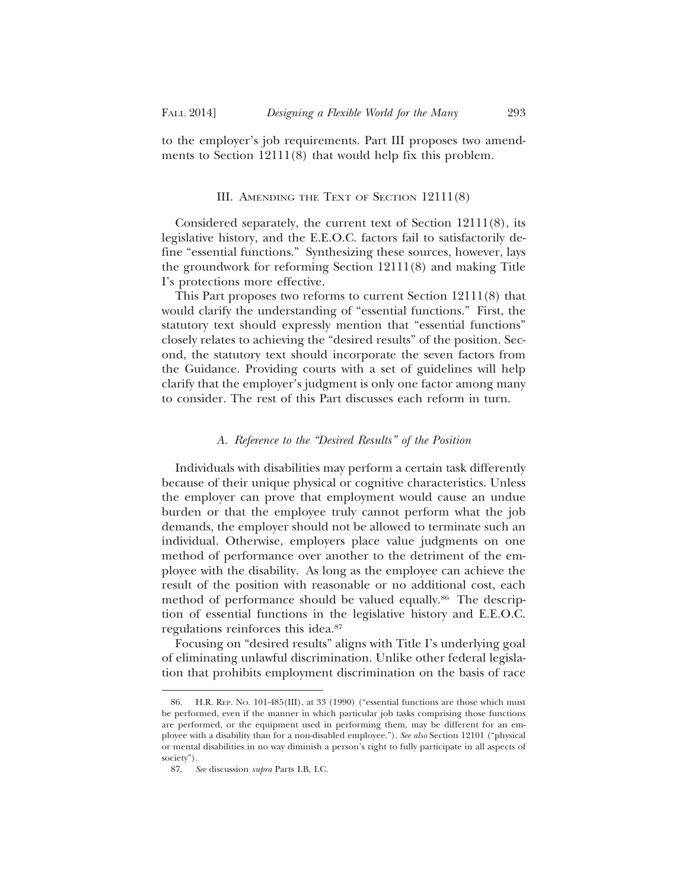to the employer's job requirements. Part III proposes two amendments to Section 12111(8) that would help fix this problem.

## III. Amending the Text of Section 12111(8)

Considered separately, the current text of Section 12111(8), its legislative history, and the E.E.O.C. factors fail to satisfactorily define "essential functions." Synthesizing these sources, however, lays the groundwork for reforming Section 12111(8) and making Title I's protections more effective.

This Part proposes two reforms to current Section 12111(8) that would clarify the understanding of "essential functions." First, the statutory text should expressly mention that "essential functions" closely relates to achieving the "desired results" of the position. Second, the statutory text should incorporate the seven factors from the Guidance. Providing courts with a set of guidelines will help clarify that the employer's judgment is only one factor among many to consider. The rest of this Part discusses each reform in turn.

### *A. Reference to the "Desired Results" of the Position*

Individuals with disabilities may perform a certain task differently because of their unique physical or cognitive characteristics. Unless the employer can prove that employment would cause an undue burden or that the employee truly cannot perform what the job demands, the employer should not be allowed to terminate such an individual. Otherwise, employers place value judgments on one method of performance over another to the detriment of the employee with the disability. As long as the employee can achieve the result of the position with reasonable or no additional cost, each method of performance should be valued equally.[86] The description of essential functions in the legislative history and E.E.O.C. regulations reinforces this idea.[87]

Focusing on "desired results" aligns with Title I's underlying goal of eliminating unlawful discrimination. Unlike other federal legislation that prohibits employment discrimination on the basis of race

---

86. H.R. Rep. No. 101-485(III), at 33 (1990) ("essential functions are those which must be performed, even if the manner in which particular job tasks comprising those functions are performed, or the equipment used in performing them, may be different for an employee with a disability than for a non-disabled employee."). *See also* Section 12101 ("physical or mental disabilities in no way diminish a person's right to fully participate in all aspects of society").

87. *See* discussion *supra* Parts I.B, I.C.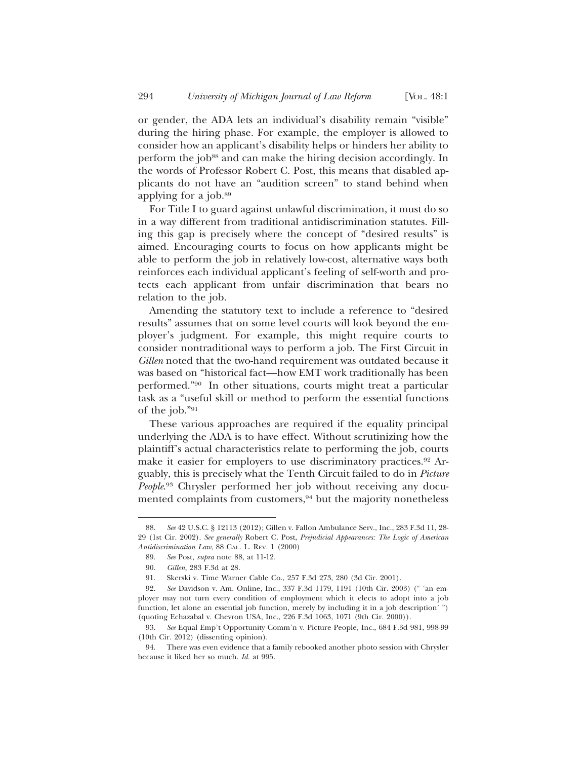or gender, the ADA lets an individual's disability remain "visible" during the hiring phase. For example, the employer is allowed to consider how an applicant's disability helps or hinders her ability to perform the job[88] and can make the hiring decision accordingly. In the words of Professor Robert C. Post, this means that disabled applicants do not have an "audition screen" to stand behind when applying for a job.[89]

For Title I to guard against unlawful discrimination, it must do so in a way different from traditional antidiscrimination statutes. Filling this gap is precisely where the concept of "desired results" is aimed. Encouraging courts to focus on how applicants might be able to perform the job in relatively low-cost, alternative ways both reinforces each individual applicant's feeling of self-worth and protects each applicant from unfair discrimination that bears no relation to the job.

Amending the statutory text to include a reference to "desired results" assumes that on some level courts will look beyond the employer's judgment. For example, this might require courts to consider nontraditional ways to perform a job. The First Circuit in *Gillen* noted that the two-hand requirement was outdated because it was based on "historical fact—how EMT work traditionally has been performed."[90] In other situations, courts might treat a particular task as a "useful skill or method to perform the essential functions of the job."[91]

These various approaches are required if the equality principal underlying the ADA is to have effect. Without scrutinizing how the plaintiff's actual characteristics relate to performing the job, courts make it easier for employers to use discriminatory practices.[92] Arguably, this is precisely what the Tenth Circuit failed to do in *Picture People*.[93] Chrysler performed her job without receiving any documented complaints from customers,[94] but the majority nonetheless

---

88. *See* 42 U.S.C. § 12113 (2012); Gillen v. Fallon Ambulance Serv., Inc., 283 F.3d 11, 28-29 (1st Cir. 2002). *See generally* Robert C. Post, *Prejudicial Appearances: The Logic of American Antidiscrimination Law*, 88 CAL. L. REV. 1 (2000)

89. *See* Post, *supra* note 88, at 11-12.

90. *Gillen*, 283 F.3d at 28.

91. Skerski v. Time Warner Cable Co., 257 F.3d 273, 280 (3d Cir. 2001).

92. *See* Davidson v. Am. Online, Inc., 337 F.3d 1179, 1191 (10th Cir. 2003) (" 'an employer may not turn every condition of employment which it elects to adopt into a job function, let alone an essential job function, merely by including it in a job description' ") (quoting Echazabal v. Chevron USA, Inc., 226 F.3d 1063, 1071 (9th Cir. 2000)).

93. *See* Equal Emp't Opportunity Comm'n v. Picture People, Inc., 684 F.3d 981, 998-99 (10th Cir. 2012) (dissenting opinion).

94. There was even evidence that a family rebooked another photo session with Chrysler because it liked her so much. *Id.* at 995.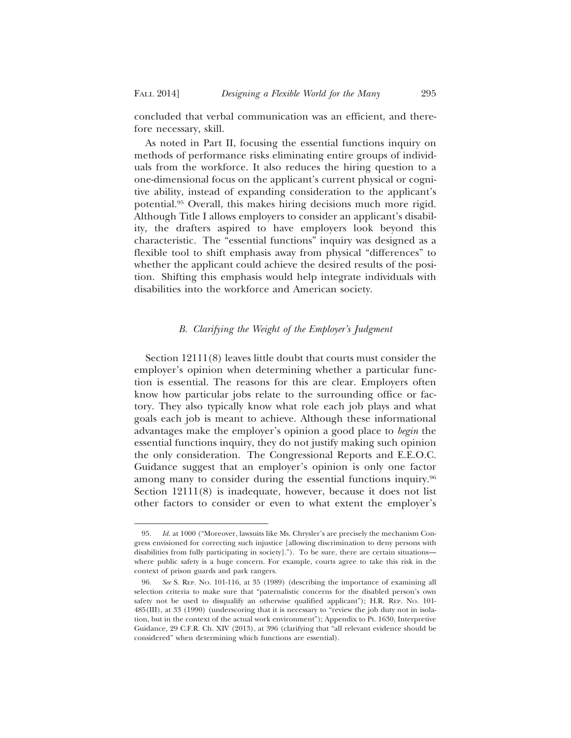concluded that verbal communication was an efficient, and therefore necessary, skill.

As noted in Part II, focusing the essential functions inquiry on methods of performance risks eliminating entire groups of individuals from the workforce. It also reduces the hiring question to a one-dimensional focus on the applicant's current physical or cognitive ability, instead of expanding consideration to the applicant's potential.[95] Overall, this makes hiring decisions much more rigid. Although Title I allows employers to consider an applicant's disability, the drafters aspired to have employers look beyond this characteristic. The "essential functions" inquiry was designed as a flexible tool to shift emphasis away from physical "differences" to whether the applicant could achieve the desired results of the position. Shifting this emphasis would help integrate individuals with disabilities into the workforce and American society.

### *B. Clarifying the Weight of the Employer's Judgment*

Section 12111(8) leaves little doubt that courts must consider the employer's opinion when determining whether a particular function is essential. The reasons for this are clear. Employers often know how particular jobs relate to the surrounding office or factory. They also typically know what role each job plays and what goals each job is meant to achieve. Although these informational advantages make the employer's opinion a good place to *begin* the essential functions inquiry, they do not justify making such opinion the only consideration. The Congressional Reports and E.E.O.C. Guidance suggest that an employer's opinion is only one factor among many to consider during the essential functions inquiry.[96] Section 12111(8) is inadequate, however, because it does not list other factors to consider or even to what extent the employer's

---

95. *Id.* at 1000 ("Moreover, lawsuits like Ms. Chrysler's are precisely the mechanism Congress envisioned for correcting such injustice [allowing discrimination to deny persons with disabilities from fully participating in society]."). To be sure, there are certain situations—where public safety is a huge concern. For example, courts agree to take this risk in the context of prison guards and park rangers.

96. *See* S. REP. NO. 101-116, at 35 (1989) (describing the importance of examining all selection criteria to make sure that "paternalistic concerns for the disabled person's own safety not be used to disqualify an otherwise qualified applicant"); H.R. REP. NO. 101-485(III), at 33 (1990) (underscoring that it is necessary to "review the job duty not in isolation, but in the context of the actual work environment"); Appendix to Pt. 1630, Interpretive Guidance, 29 C.F.R. Ch. XIV (2013), at 396 (clarifying that "all relevant evidence should be considered" when determining which functions are essential).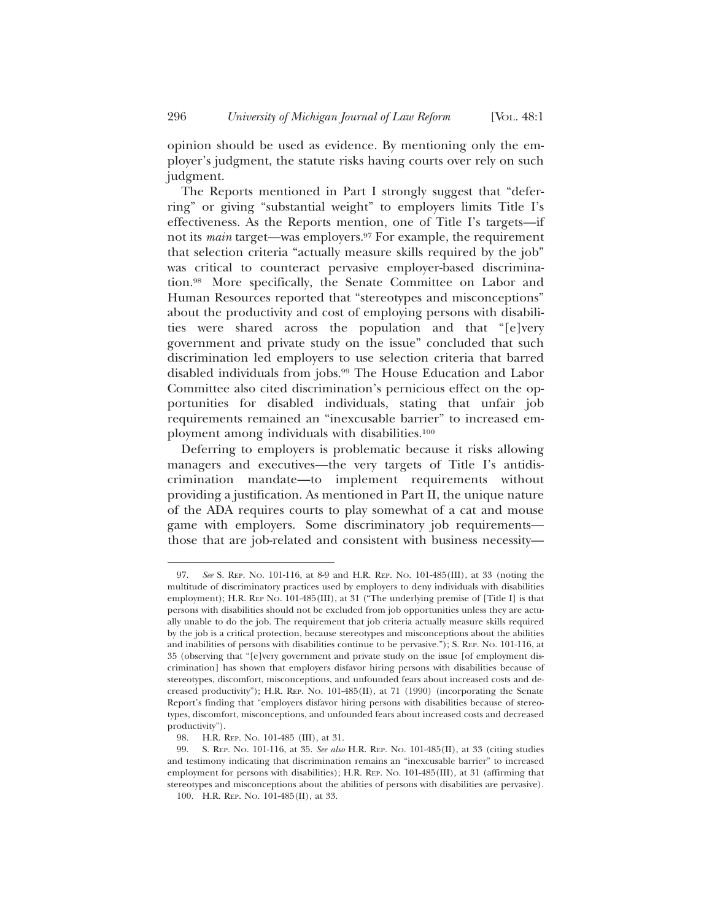opinion should be used as evidence. By mentioning only the employer's judgment, the statute risks having courts over rely on such judgment.

The Reports mentioned in Part I strongly suggest that "deferring" or giving "substantial weight" to employers limits Title I's effectiveness. As the Reports mention, one of Title I's targets—if not its *main* target—was employers.[97] For example, the requirement that selection criteria "actually measure skills required by the job" was critical to counteract pervasive employer-based discrimination.[98] More specifically, the Senate Committee on Labor and Human Resources reported that "stereotypes and misconceptions" about the productivity and cost of employing persons with disabilities were shared across the population and that "[e]very government and private study on the issue" concluded that such discrimination led employers to use selection criteria that barred disabled individuals from jobs.[99] The House Education and Labor Committee also cited discrimination's pernicious effect on the opportunities for disabled individuals, stating that unfair job requirements remained an "inexcusable barrier" to increased employment among individuals with disabilities.[100]

Deferring to employers is problematic because it risks allowing managers and executives—the very targets of Title I's antidiscrimination mandate—to implement requirements without providing a justification. As mentioned in Part II, the unique nature of the ADA requires courts to play somewhat of a cat and mouse game with employers. Some discriminatory job requirements—those that are job-related and consistent with business necessity—

---

97. *See* S. Rep. No. 101-116, at 8-9 and H.R. Rep. No. 101-485(III), at 33 (noting the multitude of discriminatory practices used by employers to deny individuals with disabilities employment); H.R. Rep No. 101-485(III), at 31 ("The underlying premise of [Title I] is that persons with disabilities should not be excluded from job opportunities unless they are actually unable to do the job. The requirement that job criteria actually measure skills required by the job is a critical protection, because stereotypes and misconceptions about the abilities and inabilities of persons with disabilities continue to be pervasive."); S. Rep. No. 101-116, at 35 (observing that "[e]very government and private study on the issue [of employment discrimination] has shown that employers disfavor hiring persons with disabilities because of stereotypes, discomfort, misconceptions, and unfounded fears about increased costs and decreased productivity"); H.R. Rep. No. 101-485(II), at 71 (1990) (incorporating the Senate Report's finding that "employers disfavor hiring persons with disabilities because of stereotypes, discomfort, misconceptions, and unfounded fears about increased costs and decreased productivity").

98. H.R. Rep. No. 101-485 (III), at 31.

99. S. Rep. No. 101-116, at 35. *See also* H.R. Rep. No. 101-485(II), at 33 (citing studies and testimony indicating that discrimination remains an "inexcusable barrier" to increased employment for persons with disabilities); H.R. Rep. No. 101-485(III), at 31 (affirming that stereotypes and misconceptions about the abilities of persons with disabilities are pervasive).

100. H.R. Rep. No. 101-485(II), at 33.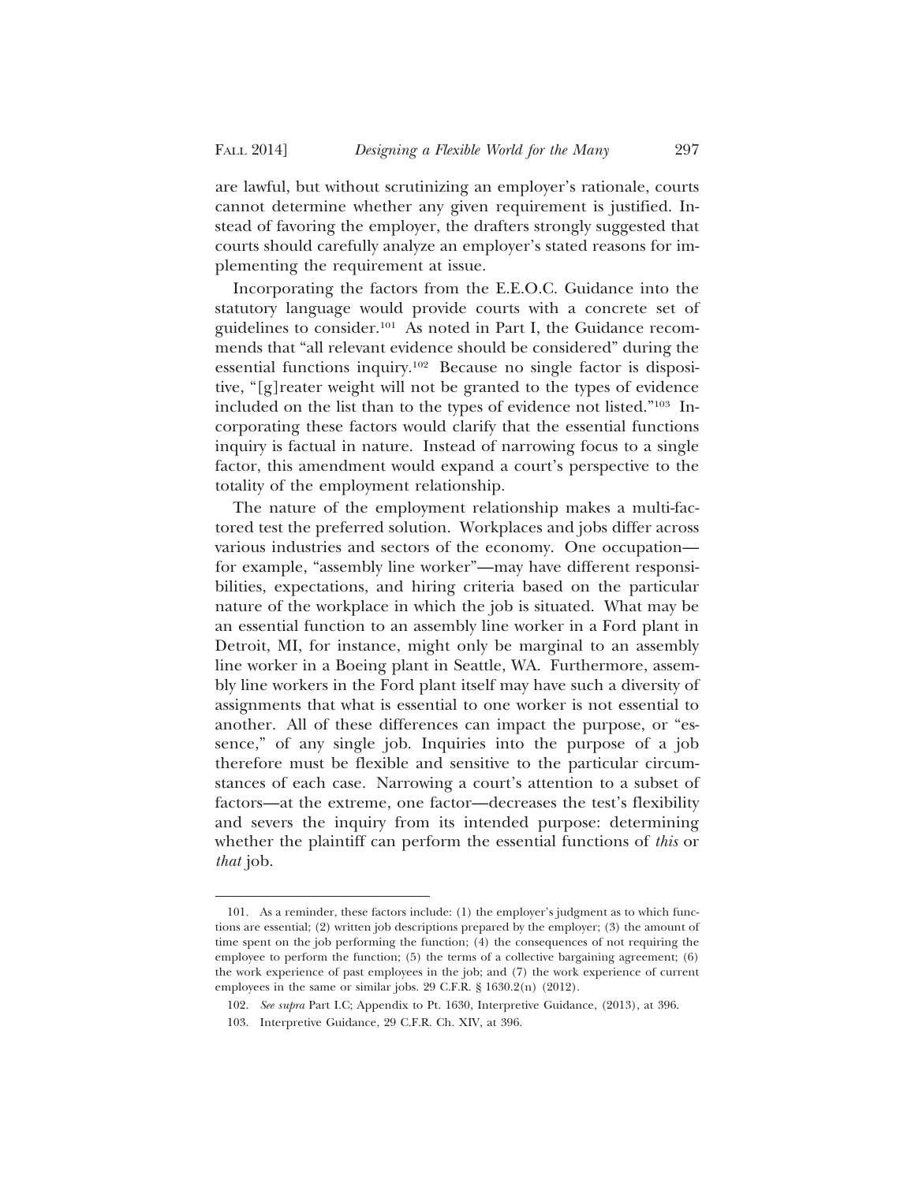are lawful, but without scrutinizing an employer's rationale, courts cannot determine whether any given requirement is justified. Instead of favoring the employer, the drafters strongly suggested that courts should carefully analyze an employer's stated reasons for implementing the requirement at issue.

Incorporating the factors from the E.E.O.C. Guidance into the statutory language would provide courts with a concrete set of guidelines to consider.[101] As noted in Part I, the Guidance recommends that "all relevant evidence should be considered" during the essential functions inquiry.[102] Because no single factor is dispositive, "[g]reater weight will not be granted to the types of evidence included on the list than to the types of evidence not listed."[103] Incorporating these factors would clarify that the essential functions inquiry is factual in nature. Instead of narrowing focus to a single factor, this amendment would expand a court's perspective to the totality of the employment relationship.

The nature of the employment relationship makes a multi-factored test the preferred solution. Workplaces and jobs differ across various industries and sectors of the economy. One occupation—for example, "assembly line worker"—may have different responsibilities, expectations, and hiring criteria based on the particular nature of the workplace in which the job is situated. What may be an essential function to an assembly line worker in a Ford plant in Detroit, MI, for instance, might only be marginal to an assembly line worker in a Boeing plant in Seattle, WA. Furthermore, assembly line workers in the Ford plant itself may have such a diversity of assignments that what is essential to one worker is not essential to another. All of these differences can impact the purpose, or "essence," of any single job. Inquiries into the purpose of a job therefore must be flexible and sensitive to the particular circumstances of each case. Narrowing a court's attention to a subset of factors—at the extreme, one factor—decreases the test's flexibility and severs the inquiry from its intended purpose: determining whether the plaintiff can perform the essential functions of *this* or *that* job.

---

101. As a reminder, these factors include: (1) the employer's judgment as to which functions are essential; (2) written job descriptions prepared by the employer; (3) the amount of time spent on the job performing the function; (4) the consequences of not requiring the employee to perform the function; (5) the terms of a collective bargaining agreement; (6) the work experience of past employees in the job; and (7) the work experience of current employees in the same or similar jobs. 29 C.F.R. § 1630.2(n) (2012).

102. *See supra* Part I.C; Appendix to Pt. 1630, Interpretive Guidance, (2013), at 396.

103. Interpretive Guidance, 29 C.F.R. Ch. XIV, at 396.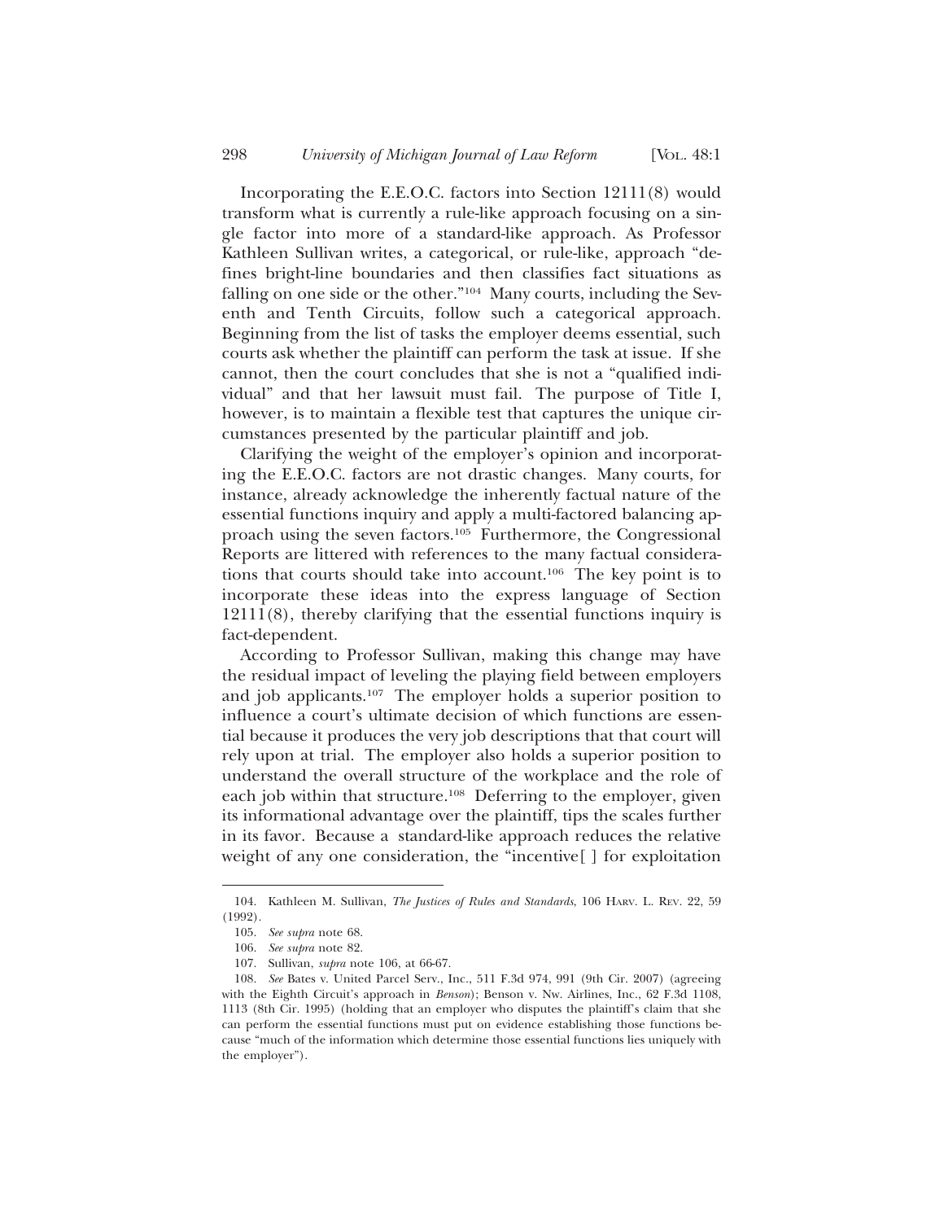Incorporating the E.E.O.C. factors into Section 12111(8) would transform what is currently a rule-like approach focusing on a single factor into more of a standard-like approach. As Professor Kathleen Sullivan writes, a categorical, or rule-like, approach "defines bright-line boundaries and then classifies fact situations as falling on one side or the other."[104] Many courts, including the Seventh and Tenth Circuits, follow such a categorical approach. Beginning from the list of tasks the employer deems essential, such courts ask whether the plaintiff can perform the task at issue. If she cannot, then the court concludes that she is not a "qualified individual" and that her lawsuit must fail. The purpose of Title I, however, is to maintain a flexible test that captures the unique circumstances presented by the particular plaintiff and job.

Clarifying the weight of the employer's opinion and incorporating the E.E.O.C. factors are not drastic changes. Many courts, for instance, already acknowledge the inherently factual nature of the essential functions inquiry and apply a multi-factored balancing approach using the seven factors.[105] Furthermore, the Congressional Reports are littered with references to the many factual considerations that courts should take into account.[106] The key point is to incorporate these ideas into the express language of Section 12111(8), thereby clarifying that the essential functions inquiry is fact-dependent.

According to Professor Sullivan, making this change may have the residual impact of leveling the playing field between employers and job applicants.[107] The employer holds a superior position to influence a court's ultimate decision of which functions are essential because it produces the very job descriptions that that court will rely upon at trial. The employer also holds a superior position to understand the overall structure of the workplace and the role of each job within that structure.[108] Deferring to the employer, given its informational advantage over the plaintiff, tips the scales further in its favor. Because a standard-like approach reduces the relative weight of any one consideration, the "incentive[ ] for exploitation

---

104. Kathleen M. Sullivan, *The Justices of Rules and Standards*, 106 HARV. L. REV. 22, 59 (1992).

105. *See supra* note 68.

106. *See supra* note 82.

107. Sullivan, *supra* note 106, at 66-67.

108. *See* Bates v. United Parcel Serv., Inc., 511 F.3d 974, 991 (9th Cir. 2007) (agreeing with the Eighth Circuit's approach in *Benson*); Benson v. Nw. Airlines, Inc., 62 F.3d 1108, 1113 (8th Cir. 1995) (holding that an employer who disputes the plaintiff's claim that she can perform the essential functions must put on evidence establishing those functions because "much of the information which determine those essential functions lies uniquely with the employer").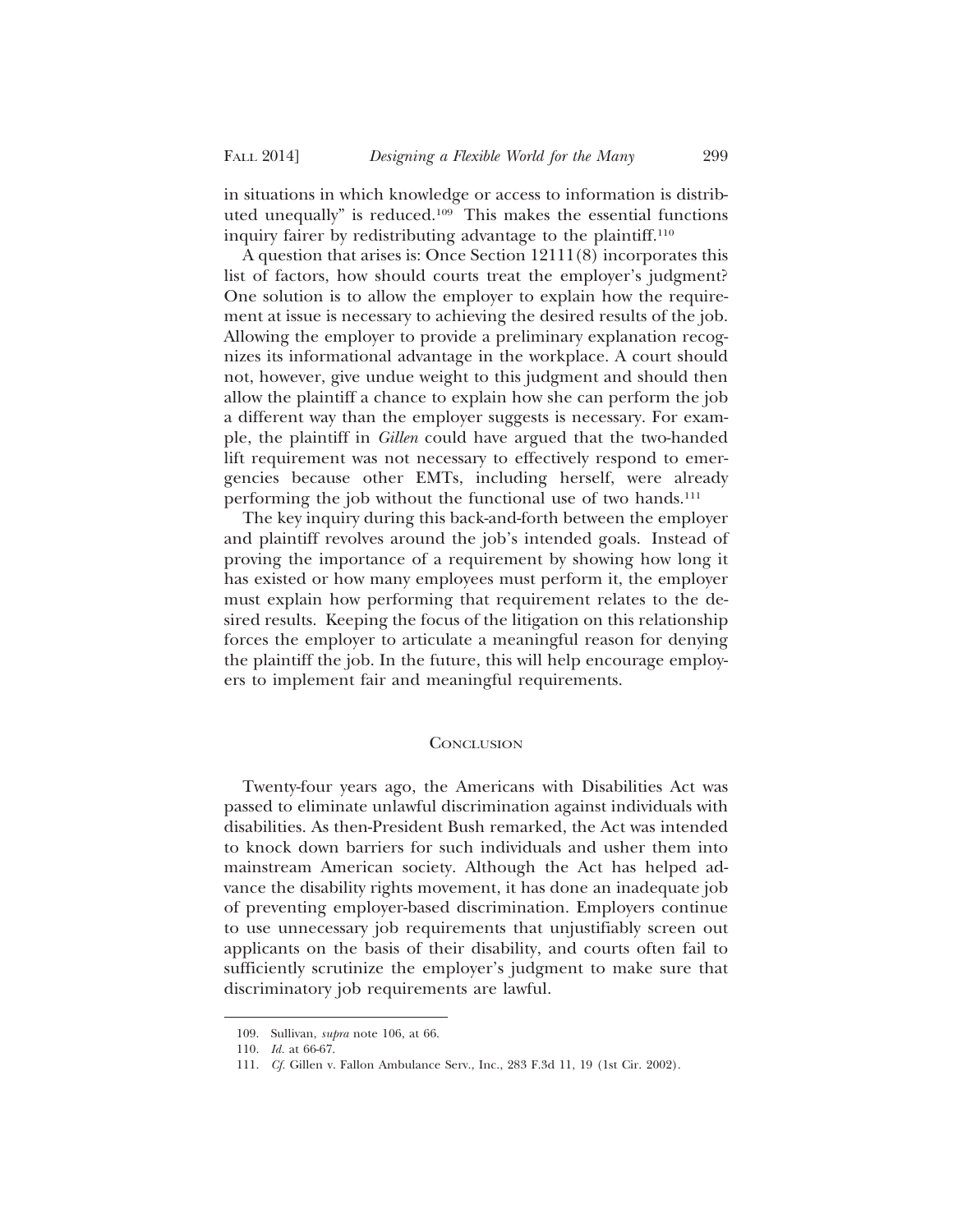in situations in which knowledge or access to information is distributed unequally" is reduced.[109] This makes the essential functions inquiry fairer by redistributing advantage to the plaintiff.[110]

A question that arises is: Once Section 12111(8) incorporates this list of factors, how should courts treat the employer's judgment? One solution is to allow the employer to explain how the requirement at issue is necessary to achieving the desired results of the job. Allowing the employer to provide a preliminary explanation recognizes its informational advantage in the workplace. A court should not, however, give undue weight to this judgment and should then allow the plaintiff a chance to explain how she can perform the job a different way than the employer suggests is necessary. For example, the plaintiff in *Gillen* could have argued that the two-handed lift requirement was not necessary to effectively respond to emergencies because other EMTs, including herself, were already performing the job without the functional use of two hands.[111]

The key inquiry during this back-and-forth between the employer and plaintiff revolves around the job's intended goals. Instead of proving the importance of a requirement by showing how long it has existed or how many employees must perform it, the employer must explain how performing that requirement relates to the desired results. Keeping the focus of the litigation on this relationship forces the employer to articulate a meaningful reason for denying the plaintiff the job. In the future, this will help encourage employers to implement fair and meaningful requirements.

## Conclusion

Twenty-four years ago, the Americans with Disabilities Act was passed to eliminate unlawful discrimination against individuals with disabilities. As then-President Bush remarked, the Act was intended to knock down barriers for such individuals and usher them into mainstream American society. Although the Act has helped advance the disability rights movement, it has done an inadequate job of preventing employer-based discrimination. Employers continue to use unnecessary job requirements that unjustifiably screen out applicants on the basis of their disability, and courts often fail to sufficiently scrutinize the employer's judgment to make sure that discriminatory job requirements are lawful.

---

109. Sullivan, *supra* note 106, at 66.

110. *Id.* at 66-67.

111. *Cf.* Gillen v. Fallon Ambulance Serv., Inc., 283 F.3d 11, 19 (1st Cir. 2002).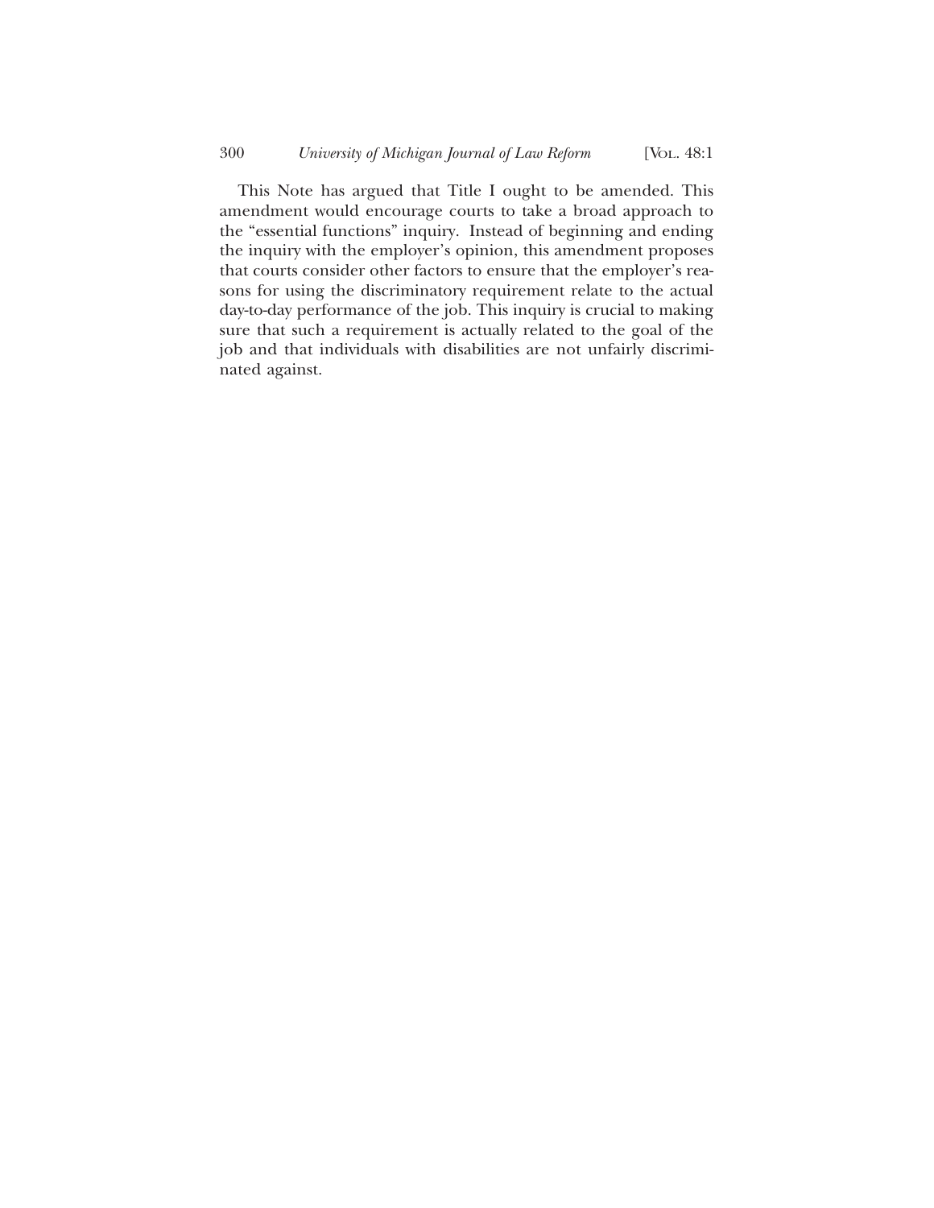This Note has argued that Title I ought to be amended. This amendment would encourage courts to take a broad approach to the "essential functions" inquiry. Instead of beginning and ending the inquiry with the employer's opinion, this amendment proposes that courts consider other factors to ensure that the employer's reasons for using the discriminatory requirement relate to the actual day-to-day performance of the job. This inquiry is crucial to making sure that such a requirement is actually related to the goal of the job and that individuals with disabilities are not unfairly discriminated against.